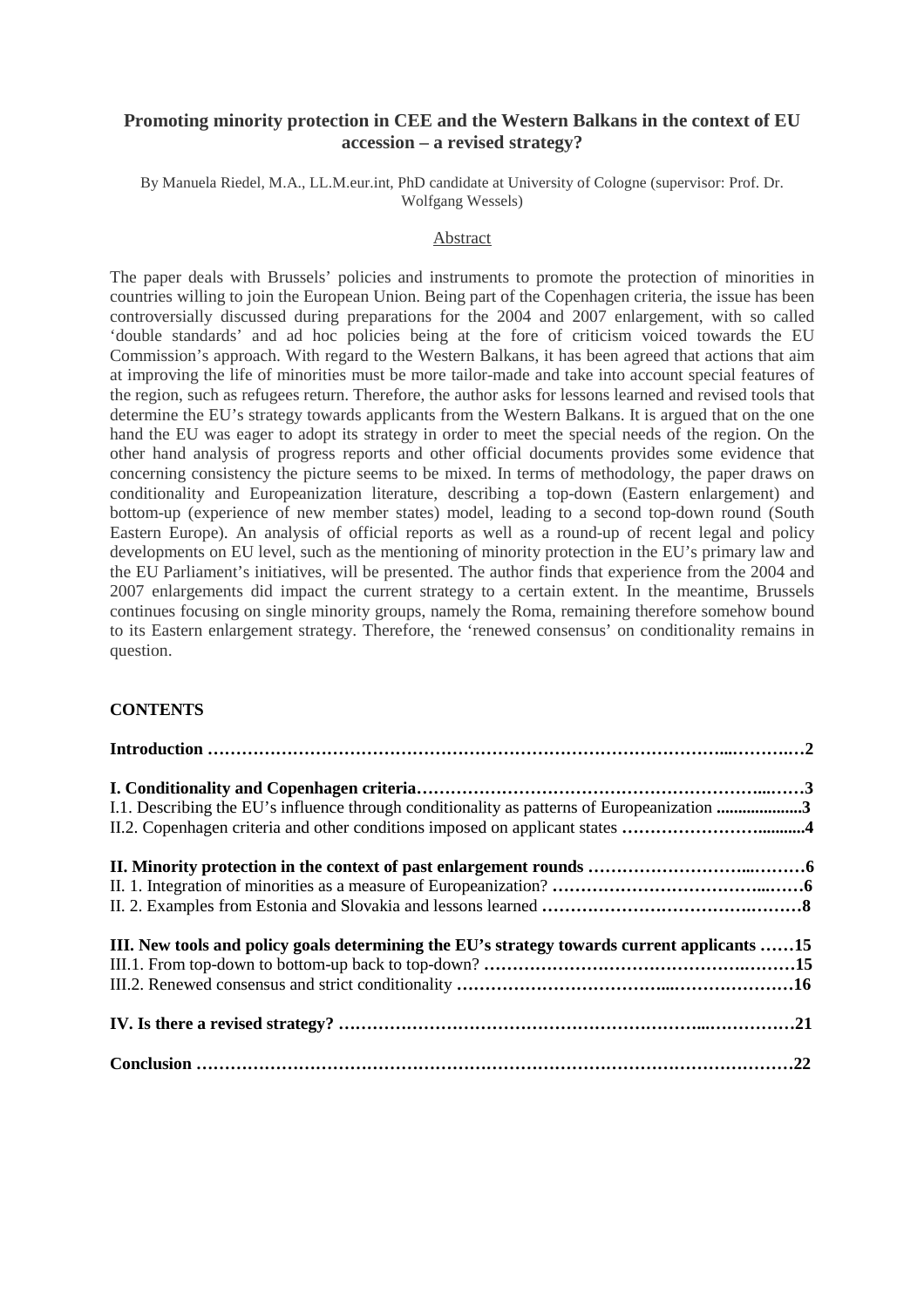# Promoting minority protection in CEE and the Western Balkans in the context of EU accession – a revised strategy?

By Manuela Riedel, M.A., LL.M.eur.int, PhD candidate at University of Cologne (supervisor: Prof. Dr. Wolfgang Wessels)

## Abstract

The paper deals with Brussels' policies and instruments to promote the protection of minorities in countries willing to join the European Union. Being part of the Copenhagen criteria, the issue has been controversially discussed during preparations for the 2004 and 2007 enlargement, with so called 'double standards' and ad hoc policies being at the fore of criticism voiced towards the EU Commission's approach. With regard to the Western Balkans, it has been agreed that actions that aim at improving the life of minorities must be more tailor-made and take into account special features of the region, such as refugees return. Therefore, the author asks for lessons learned and revised tools that determine the EU's strategy towards applicants from the Western Balkans. It is argued that on the one hand the EU was eager to adopt its strategy in order to meet the special needs of the region. On the other hand analysis of progress reports and other official documents provides some evidence that concerning consistency the picture seems to be mixed. In terms of methodology, the paper draws on conditionality and Europeanization literature, describing a top-down (Eastern enlargement) and bottom-up (experience of new member states) model, leading to a second top-down round (South Eastern Europe). An analysis of official reports as well as a round-up of recent legal and policy developments on EU level, such as the mentioning of minority protection in the EU's primary law and the EU Parliament's initiatives, will be presented. The author finds that experience from the 2004 and 2007 enlargements did impact the current strategy to a certain extent. In the meantime, Brussels continues focusing on single minority groups, namely the Roma, remaining therefore somehow bound to its Eastern enlargement strategy. Therefore, the 'renewed consensus' on conditionality remains in question.

## CONTENTS

**Introduction ……………………………………………………………………………………2**

**I. Conditionality and Copenhagen criteria………………………………………………………3**

I.1. Describing the EU's influence through conditionality as patterns of Europeanization **....................3**

II.2. Copenhagen criteria and other conditions imposed on applicant states **……………………...........4**

**II. Minority protection in the context of past enlargement rounds ……………………………6**

II. 1. Integration of minorities as a measure of Europeanization? **…………………………………6**

II. 2. Examples from Estonia and Slovakia and lessons learned **……………………………………8**

**III. New tools and policy goals determining the EU's strategy towards current applicants ……15**

III.1. From top-down to bottom-up back to top-down? **……………………………………………15**

III.2. Renewed consensus and strict conditionality **…………………………………………………16**

**IV. Is there a revised strategy? ……………………………………………………………………21**

**Conclusion ……………………………………………………………………………………………22**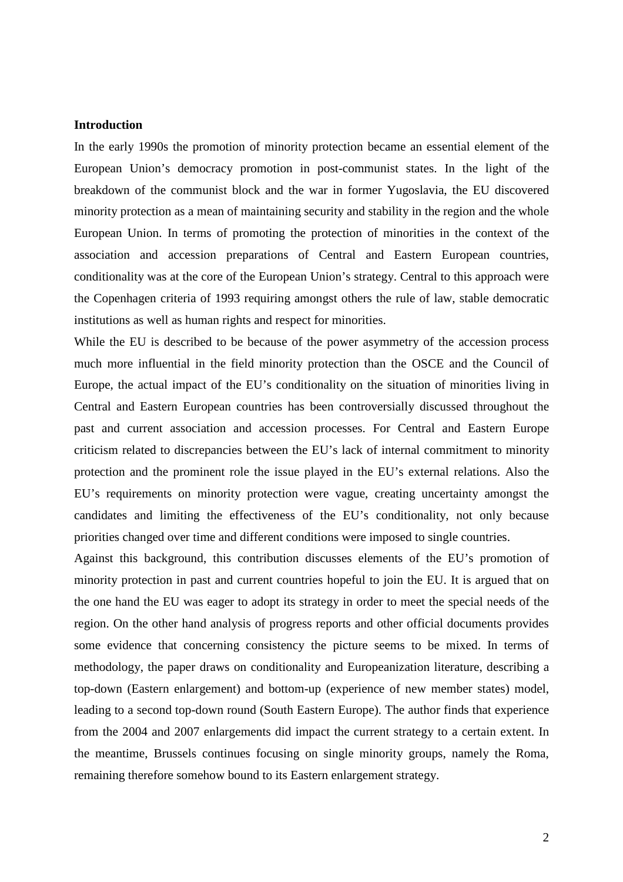**Introduction**

In the early 1990s the promotion of minority protection became an essential element of the European Union's democracy promotion in post-communist states. In the light of the breakdown of the communist block and the war in former Yugoslavia, the EU discovered minority protection as a mean of maintaining security and stability in the region and the whole European Union. In terms of promoting the protection of minorities in the context of the association and accession preparations of Central and Eastern European countries, conditionality was at the core of the European Union's strategy. Central to this approach were the Copenhagen criteria of 1993 requiring amongst others the rule of law, stable democratic institutions as well as human rights and respect for minorities.

While the EU is described to be because of the power asymmetry of the accession process much more influential in the field minority protection than the OSCE and the Council of Europe, the actual impact of the EU's conditionality on the situation of minorities living in Central and Eastern European countries has been controversially discussed throughout the past and current association and accession processes. For Central and Eastern Europe criticism related to discrepancies between the EU's lack of internal commitment to minority protection and the prominent role the issue played in the EU's external relations. Also the EU's requirements on minority protection were vague, creating uncertainty amongst the candidates and limiting the effectiveness of the EU's conditionality, not only because priorities changed over time and different conditions were imposed to single countries.

Against this background, this contribution discusses elements of the EU's promotion of minority protection in past and current countries hopeful to join the EU. It is argued that on the one hand the EU was eager to adopt its strategy in order to meet the special needs of the region. On the other hand analysis of progress reports and other official documents provides some evidence that concerning consistency the picture seems to be mixed. In terms of methodology, the paper draws on conditionality and Europeanization literature, describing a top-down (Eastern enlargement) and bottom-up (experience of new member states) model, leading to a second top-down round (South Eastern Europe). The author finds that experience from the 2004 and 2007 enlargements did impact the current strategy to a certain extent. In the meantime, Brussels continues focusing on single minority groups, namely the Roma, remaining therefore somehow bound to its Eastern enlargement strategy.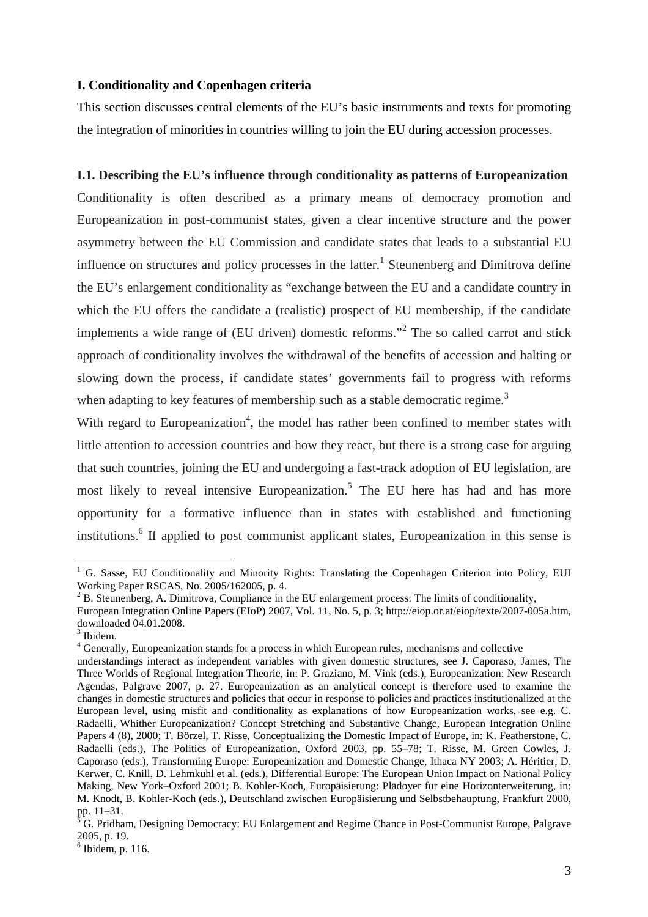## I. Conditionality and Copenhagen criteria

This section discusses central elements of the EU's basic instruments and texts for promoting the integration of minorities in countries willing to join the EU during accession processes.

### I.1. Describing the EU's influence through conditionality as patterns of Europeanization

Conditionality is often described as a primary means of democracy promotion and Europeanization in post-communist states, given a clear incentive structure and the power asymmetry between the EU Commission and candidate states that leads to a substantial EU influence on structures and policy processes in the latter.[1] Steunenberg and Dimitrova define the EU's enlargement conditionality as "exchange between the EU and a candidate country in which the EU offers the candidate a (realistic) prospect of EU membership, if the candidate implements a wide range of (EU driven) domestic reforms."[2] The so called carrot and stick approach of conditionality involves the withdrawal of the benefits of accession and halting or slowing down the process, if candidate states' governments fail to progress with reforms when adapting to key features of membership such as a stable democratic regime.[3]

With regard to Europeanization[4], the model has rather been confined to member states with little attention to accession countries and how they react, but there is a strong case for arguing that such countries, joining the EU and undergoing a fast-track adoption of EU legislation, are most likely to reveal intensive Europeanization.[5] The EU here has had and has more opportunity for a formative influence than in states with established and functioning institutions.[6] If applied to post communist applicant states, Europeanization in this sense is

---

[1] G. Sasse, EU Conditionality and Minority Rights: Translating the Copenhagen Criterion into Policy, EUI Working Paper RSCAS, No. 2005/162005, p. 4.

[2] B. Steunenberg, A. Dimitrova, Compliance in the EU enlargement process: The limits of conditionality, European Integration Online Papers (EIoP) 2007, Vol. 11, No. 5, p. 3; http://eiop.or.at/eiop/texte/2007-005a.htm, downloaded 04.01.2008.

[3] Ibidem.

[4] Generally, Europeanization stands for a process in which European rules, mechanisms and collective understandings interact as independent variables with given domestic structures, see J. Caporaso, James, The Three Worlds of Regional Integration Theorie, in: P. Graziano, M. Vink (eds.), Europeanization: New Research Agendas, Palgrave 2007, p. 27. Europeanization as an analytical concept is therefore used to examine the changes in domestic structures and policies that occur in response to policies and practices institutionalized at the European level, using misfit and conditionality as explanations of how Europeanization works, see e.g. C. Radaelli, Whither Europeanization? Concept Stretching and Substantive Change, European Integration Online Papers 4 (8), 2000; T. Börzel, T. Risse, Conceptualizing the Domestic Impact of Europe, in: K. Featherstone, C. Radaelli (eds.), The Politics of Europeanization, Oxford 2003, pp. 55–78; T. Risse, M. Green Cowles, J. Caporaso (eds.), Transforming Europe: Europeanization and Domestic Change, Ithaca NY 2003; A. Héritier, D. Kerwer, C. Knill, D. Lehmkuhl et al. (eds.), Differential Europe: The European Union Impact on National Policy Making, New York–Oxford 2001; B. Kohler-Koch, Europäisierung: Plädoyer für eine Horizonterweiterung, in: M. Knodt, B. Kohler-Koch (eds.), Deutschland zwischen Europäisierung und Selbstbehauptung, Frankfurt 2000, pp. 11–31.

[5] G. Pridham, Designing Democracy: EU Enlargement and Regime Chance in Post-Communist Europe, Palgrave 2005, p. 19.

[6] Ibidem, p. 116.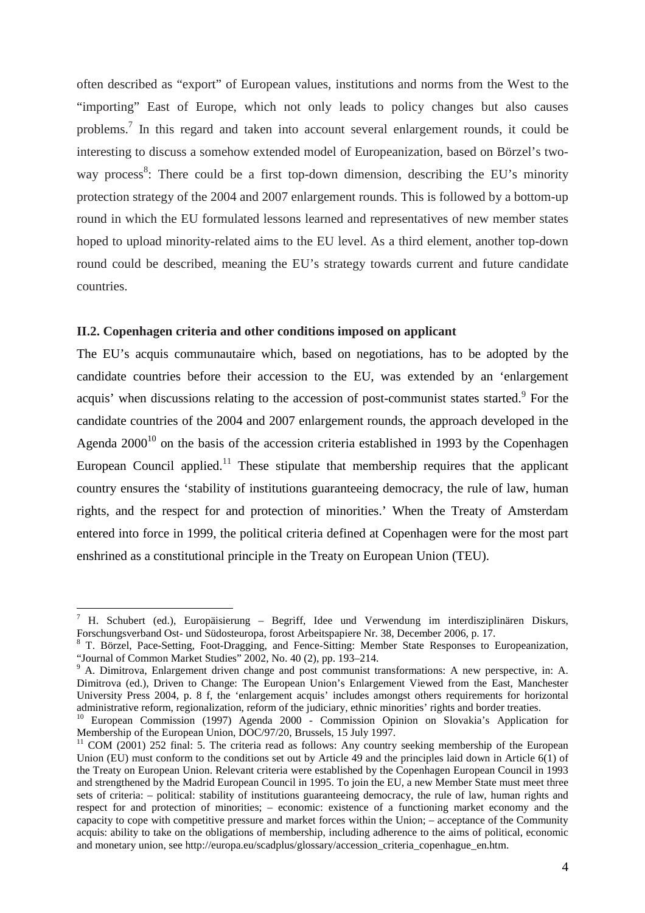often described as "export" of European values, institutions and norms from the West to the "importing" East of Europe, which not only leads to policy changes but also causes problems.[7] In this regard and taken into account several enlargement rounds, it could be interesting to discuss a somehow extended model of Europeanization, based on Börzel's two-way process[8]: There could be a first top-down dimension, describing the EU's minority protection strategy of the 2004 and 2007 enlargement rounds. This is followed by a bottom-up round in which the EU formulated lessons learned and representatives of new member states hoped to upload minority-related aims to the EU level. As a third element, another top-down round could be described, meaning the EU's strategy towards current and future candidate countries.

### II.2. Copenhagen criteria and other conditions imposed on applicant

The EU's acquis communautaire which, based on negotiations, has to be adopted by the candidate countries before their accession to the EU, was extended by an 'enlargement acquis' when discussions relating to the accession of post-communist states started.[9] For the candidate countries of the 2004 and 2007 enlargement rounds, the approach developed in the Agenda 2000[10] on the basis of the accession criteria established in 1993 by the Copenhagen European Council applied.[11] These stipulate that membership requires that the applicant country ensures the 'stability of institutions guaranteeing democracy, the rule of law, human rights, and the respect for and protection of minorities.' When the Treaty of Amsterdam entered into force in 1999, the political criteria defined at Copenhagen were for the most part enshrined as a constitutional principle in the Treaty on European Union (TEU).

---

[7] H. Schubert (ed.), Europäisierung – Begriff, Idee und Verwendung im interdisziplinären Diskurs, Forschungsverband Ost- und Südosteuropa, forost Arbeitspapiere Nr. 38, December 2006, p. 17.

[8] T. Börzel, Pace-Setting, Foot-Dragging, and Fence-Sitting: Member State Responses to Europeanization, "Journal of Common Market Studies" 2002, No. 40 (2), pp. 193–214.

[9] A. Dimitrova, Enlargement driven change and post communist transformations: A new perspective, in: A. Dimitrova (ed.), Driven to Change: The European Union's Enlargement Viewed from the East, Manchester University Press 2004, p. 8 f, the 'enlargement acquis' includes amongst others requirements for horizontal administrative reform, regionalization, reform of the judiciary, ethnic minorities' rights and border treaties.

[10] European Commission (1997) Agenda 2000 - Commission Opinion on Slovakia's Application for Membership of the European Union, DOC/97/20, Brussels, 15 July 1997.

[11] COM (2001) 252 final: 5. The criteria read as follows: Any country seeking membership of the European Union (EU) must conform to the conditions set out by Article 49 and the principles laid down in Article 6(1) of the Treaty on European Union. Relevant criteria were established by the Copenhagen European Council in 1993 and strengthened by the Madrid European Council in 1995. To join the EU, a new Member State must meet three sets of criteria: – political: stability of institutions guaranteeing democracy, the rule of law, human rights and respect for and protection of minorities; – economic: existence of a functioning market economy and the capacity to cope with competitive pressure and market forces within the Union; – acceptance of the Community acquis: ability to take on the obligations of membership, including adherence to the aims of political, economic and monetary union, see http://europa.eu/scadplus/glossary/accession_criteria_copenhague_en.htm.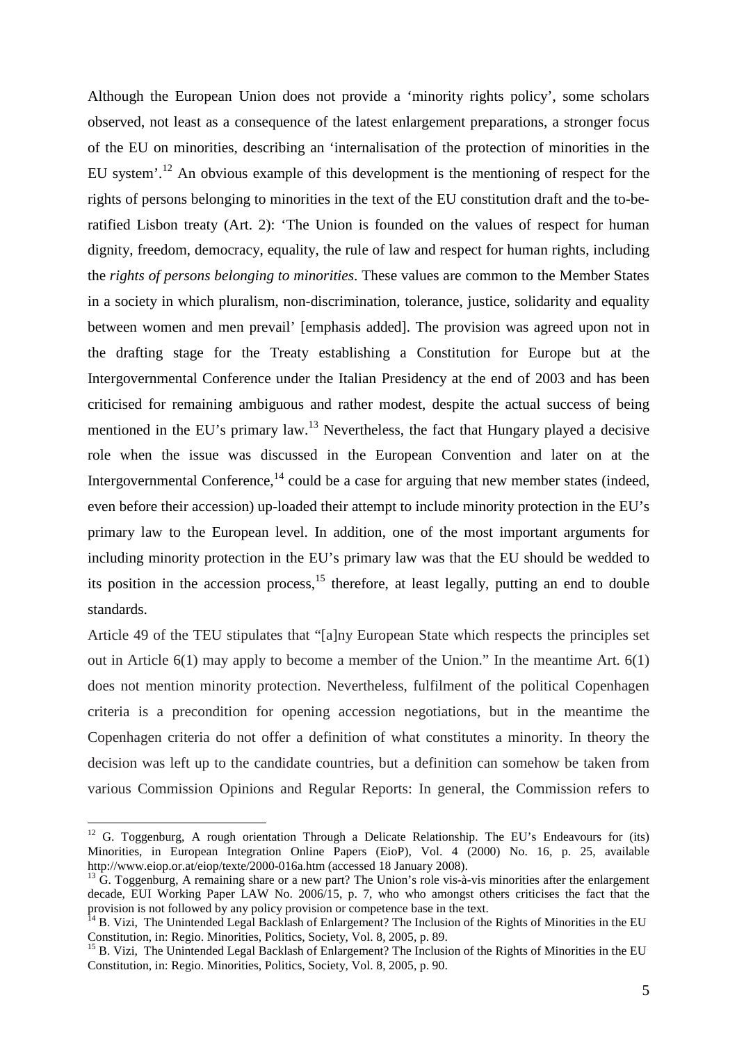Although the European Union does not provide a 'minority rights policy', some scholars observed, not least as a consequence of the latest enlargement preparations, a stronger focus of the EU on minorities, describing an 'internalisation of the protection of minorities in the EU system'.[12] An obvious example of this development is the mentioning of respect for the rights of persons belonging to minorities in the text of the EU constitution draft and the to-be-ratified Lisbon treaty (Art. 2): 'The Union is founded on the values of respect for human dignity, freedom, democracy, equality, the rule of law and respect for human rights, including the *rights of persons belonging to minorities*. These values are common to the Member States in a society in which pluralism, non-discrimination, tolerance, justice, solidarity and equality between women and men prevail' [emphasis added]. The provision was agreed upon not in the drafting stage for the Treaty establishing a Constitution for Europe but at the Intergovernmental Conference under the Italian Presidency at the end of 2003 and has been criticised for remaining ambiguous and rather modest, despite the actual success of being mentioned in the EU's primary law.[13] Nevertheless, the fact that Hungary played a decisive role when the issue was discussed in the European Convention and later on at the Intergovernmental Conference,[14] could be a case for arguing that new member states (indeed, even before their accession) up-loaded their attempt to include minority protection in the EU's primary law to the European level. In addition, one of the most important arguments for including minority protection in the EU's primary law was that the EU should be wedded to its position in the accession process,[15] therefore, at least legally, putting an end to double standards.

Article 49 of the TEU stipulates that "[a]ny European State which respects the principles set out in Article 6(1) may apply to become a member of the Union." In the meantime Art. 6(1) does not mention minority protection. Nevertheless, fulfilment of the political Copenhagen criteria is a precondition for opening accession negotiations, but in the meantime the Copenhagen criteria do not offer a definition of what constitutes a minority. In theory the decision was left up to the candidate countries, but a definition can somehow be taken from various Commission Opinions and Regular Reports: In general, the Commission refers to

---

[12] G. Toggenburg, A rough orientation Through a Delicate Relationship. The EU's Endeavours for (its) Minorities, in European Integration Online Papers (EioP), Vol. 4 (2000) No. 16, p. 25, available http://www.eiop.or.at/eiop/texte/2000-016a.htm (accessed 18 January 2008).

[13] G. Toggenburg, A remaining share or a new part? The Union's role vis-à-vis minorities after the enlargement decade, EUI Working Paper LAW No. 2006/15, p. 7, who who amongst others criticises the fact that the provision is not followed by any policy provision or competence base in the text.

[14] B. Vizi, The Unintended Legal Backlash of Enlargement? The Inclusion of the Rights of Minorities in the EU Constitution, in: Regio. Minorities, Politics, Society, Vol. 8, 2005, p. 89.

[15] B. Vizi, The Unintended Legal Backlash of Enlargement? The Inclusion of the Rights of Minorities in the EU Constitution, in: Regio. Minorities, Politics, Society, Vol. 8, 2005, p. 90.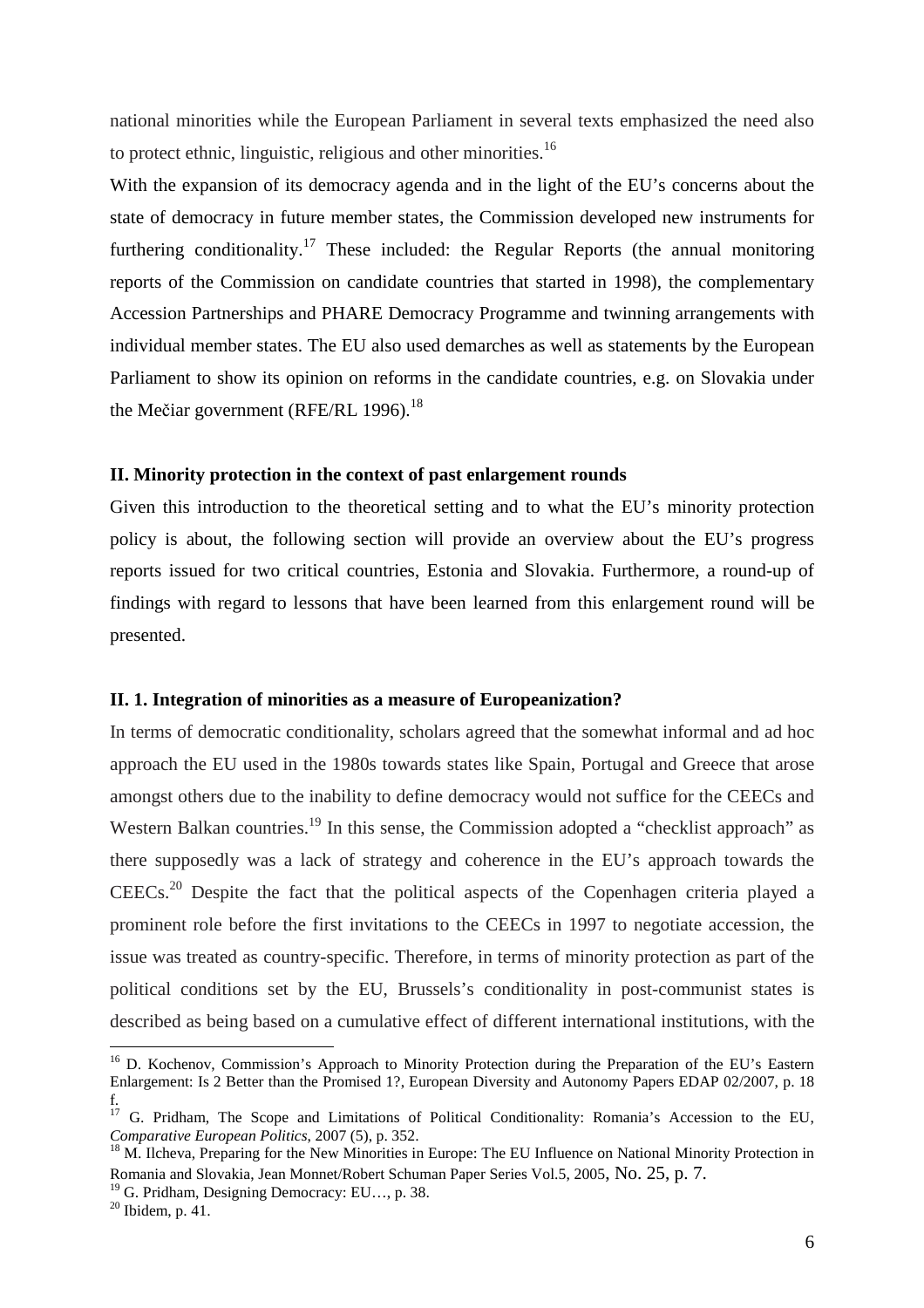national minorities while the European Parliament in several texts emphasized the need also to protect ethnic, linguistic, religious and other minorities.[16]

With the expansion of its democracy agenda and in the light of the EU's concerns about the state of democracy in future member states, the Commission developed new instruments for furthering conditionality.[17] These included: the Regular Reports (the annual monitoring reports of the Commission on candidate countries that started in 1998), the complementary Accession Partnerships and PHARE Democracy Programme and twinning arrangements with individual member states. The EU also used demarches as well as statements by the European Parliament to show its opinion on reforms in the candidate countries, e.g. on Slovakia under the Mečiar government (RFE/RL 1996).[18]

## II. Minority protection in the context of past enlargement rounds

Given this introduction to the theoretical setting and to what the EU's minority protection policy is about, the following section will provide an overview about the EU's progress reports issued for two critical countries, Estonia and Slovakia. Furthermore, a round-up of findings with regard to lessons that have been learned from this enlargement round will be presented.

### II. 1. Integration of minorities as a measure of Europeanization?

In terms of democratic conditionality, scholars agreed that the somewhat informal and ad hoc approach the EU used in the 1980s towards states like Spain, Portugal and Greece that arose amongst others due to the inability to define democracy would not suffice for the CEECs and Western Balkan countries.[19] In this sense, the Commission adopted a "checklist approach" as there supposedly was a lack of strategy and coherence in the EU's approach towards the CEECs.[20] Despite the fact that the political aspects of the Copenhagen criteria played a prominent role before the first invitations to the CEECs in 1997 to negotiate accession, the issue was treated as country-specific. Therefore, in terms of minority protection as part of the political conditions set by the EU, Brussels's conditionality in post-communist states is described as being based on a cumulative effect of different international institutions, with the

---

[16] D. Kochenov, Commission's Approach to Minority Protection during the Preparation of the EU's Eastern Enlargement: Is 2 Better than the Promised 1?, European Diversity and Autonomy Papers EDAP 02/2007, p. 18 f.

[17] G. Pridham, The Scope and Limitations of Political Conditionality: Romania's Accession to the EU, *Comparative European Politics*, 2007 (5), p. 352.

[18] M. Ilcheva, Preparing for the New Minorities in Europe: The EU Influence on National Minority Protection in Romania and Slovakia, Jean Monnet/Robert Schuman Paper Series Vol.5, 2005, No. 25, p. 7.

[19] G. Pridham, Designing Democracy: EU…, p. 38.

[20] Ibidem, p. 41.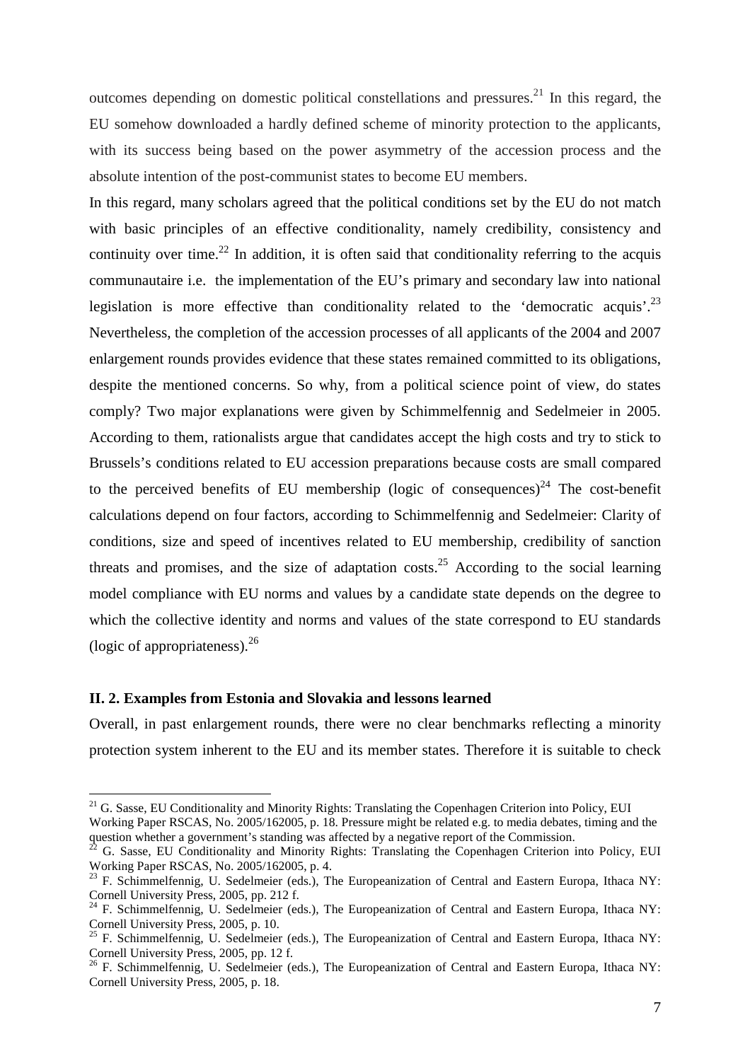outcomes depending on domestic political constellations and pressures.[21] In this regard, the EU somehow downloaded a hardly defined scheme of minority protection to the applicants, with its success being based on the power asymmetry of the accession process and the absolute intention of the post-communist states to become EU members.

In this regard, many scholars agreed that the political conditions set by the EU do not match with basic principles of an effective conditionality, namely credibility, consistency and continuity over time.[22] In addition, it is often said that conditionality referring to the acquis communautaire i.e. the implementation of the EU's primary and secondary law into national legislation is more effective than conditionality related to the 'democratic acquis'.[23] Nevertheless, the completion of the accession processes of all applicants of the 2004 and 2007 enlargement rounds provides evidence that these states remained committed to its obligations, despite the mentioned concerns. So why, from a political science point of view, do states comply? Two major explanations were given by Schimmelfennig and Sedelmeier in 2005. According to them, rationalists argue that candidates accept the high costs and try to stick to Brussels's conditions related to EU accession preparations because costs are small compared to the perceived benefits of EU membership (logic of consequences)[24] The cost-benefit calculations depend on four factors, according to Schimmelfennig and Sedelmeier: Clarity of conditions, size and speed of incentives related to EU membership, credibility of sanction threats and promises, and the size of adaptation costs.[25] According to the social learning model compliance with EU norms and values by a candidate state depends on the degree to which the collective identity and norms and values of the state correspond to EU standards (logic of appropriateness).[26]

### II. 2. Examples from Estonia and Slovakia and lessons learned

Overall, in past enlargement rounds, there were no clear benchmarks reflecting a minority protection system inherent to the EU and its member states. Therefore it is suitable to check

---

[21] G. Sasse, EU Conditionality and Minority Rights: Translating the Copenhagen Criterion into Policy, EUI Working Paper RSCAS, No. 2005/162005, p. 18. Pressure might be related e.g. to media debates, timing and the question whether a government's standing was affected by a negative report of the Commission.

[22] G. Sasse, EU Conditionality and Minority Rights: Translating the Copenhagen Criterion into Policy, EUI Working Paper RSCAS, No. 2005/162005, p. 4.

[23] F. Schimmelfennig, U. Sedelmeier (eds.), The Europeanization of Central and Eastern Europa, Ithaca NY: Cornell University Press, 2005, pp. 212 f.

[24] F. Schimmelfennig, U. Sedelmeier (eds.), The Europeanization of Central and Eastern Europa, Ithaca NY: Cornell University Press, 2005, p. 10.

[25] F. Schimmelfennig, U. Sedelmeier (eds.), The Europeanization of Central and Eastern Europa, Ithaca NY: Cornell University Press, 2005, pp. 12 f.

[26] F. Schimmelfennig, U. Sedelmeier (eds.), The Europeanization of Central and Eastern Europa, Ithaca NY: Cornell University Press, 2005, p. 18.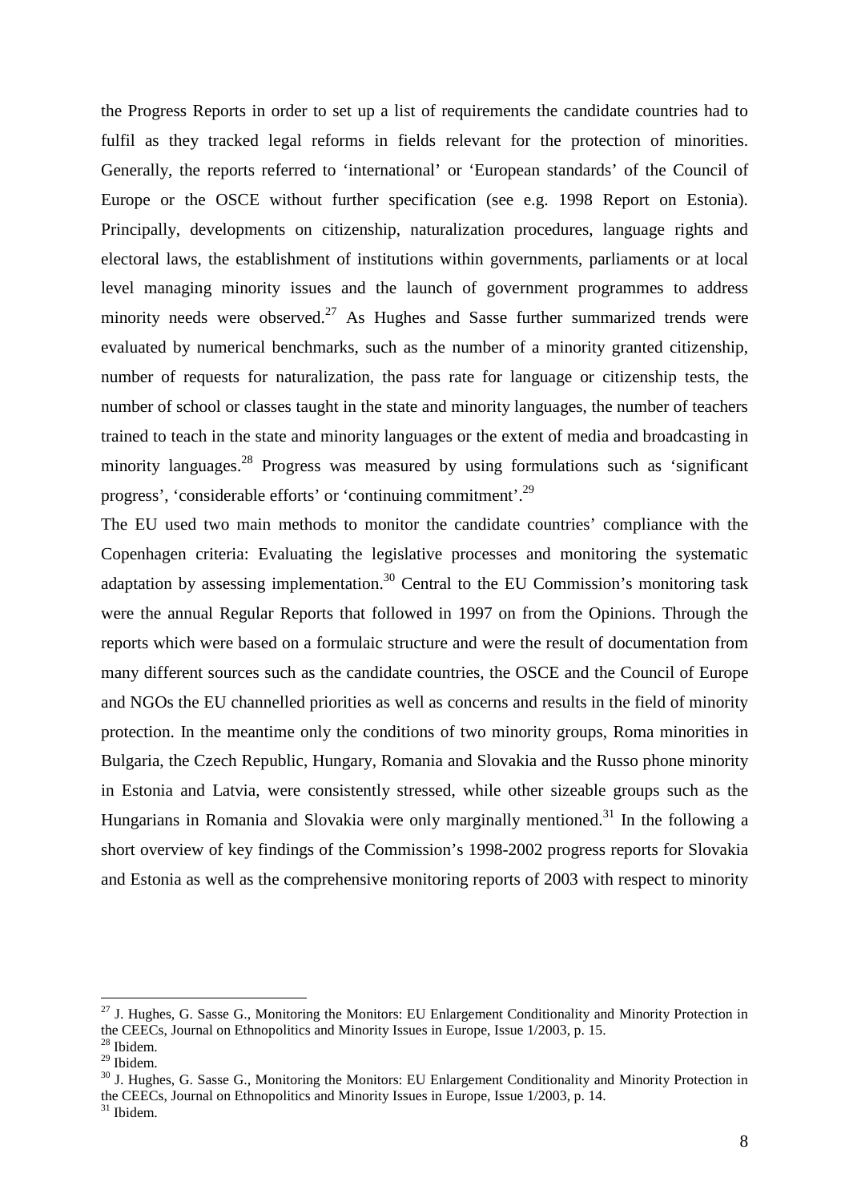the Progress Reports in order to set up a list of requirements the candidate countries had to fulfil as they tracked legal reforms in fields relevant for the protection of minorities. Generally, the reports referred to 'international' or 'European standards' of the Council of Europe or the OSCE without further specification (see e.g. 1998 Report on Estonia). Principally, developments on citizenship, naturalization procedures, language rights and electoral laws, the establishment of institutions within governments, parliaments or at local level managing minority issues and the launch of government programmes to address minority needs were observed.[27] As Hughes and Sasse further summarized trends were evaluated by numerical benchmarks, such as the number of a minority granted citizenship, number of requests for naturalization, the pass rate for language or citizenship tests, the number of school or classes taught in the state and minority languages, the number of teachers trained to teach in the state and minority languages or the extent of media and broadcasting in minority languages.[28] Progress was measured by using formulations such as 'significant progress', 'considerable efforts' or 'continuing commitment'.[29]

The EU used two main methods to monitor the candidate countries' compliance with the Copenhagen criteria: Evaluating the legislative processes and monitoring the systematic adaptation by assessing implementation.[30] Central to the EU Commission's monitoring task were the annual Regular Reports that followed in 1997 on from the Opinions. Through the reports which were based on a formulaic structure and were the result of documentation from many different sources such as the candidate countries, the OSCE and the Council of Europe and NGOs the EU channelled priorities as well as concerns and results in the field of minority protection. In the meantime only the conditions of two minority groups, Roma minorities in Bulgaria, the Czech Republic, Hungary, Romania and Slovakia and the Russo phone minority in Estonia and Latvia, were consistently stressed, while other sizeable groups such as the Hungarians in Romania and Slovakia were only marginally mentioned.[31] In the following a short overview of key findings of the Commission's 1998-2002 progress reports for Slovakia and Estonia as well as the comprehensive monitoring reports of 2003 with respect to minority

---

[27] J. Hughes, G. Sasse G., Monitoring the Monitors: EU Enlargement Conditionality and Minority Protection in the CEECs, Journal on Ethnopolitics and Minority Issues in Europe, Issue 1/2003, p. 15.

[28] Ibidem.

[29] Ibidem.

[30] J. Hughes, G. Sasse G., Monitoring the Monitors: EU Enlargement Conditionality and Minority Protection in the CEECs, Journal on Ethnopolitics and Minority Issues in Europe, Issue 1/2003, p. 14.

[31] Ibidem.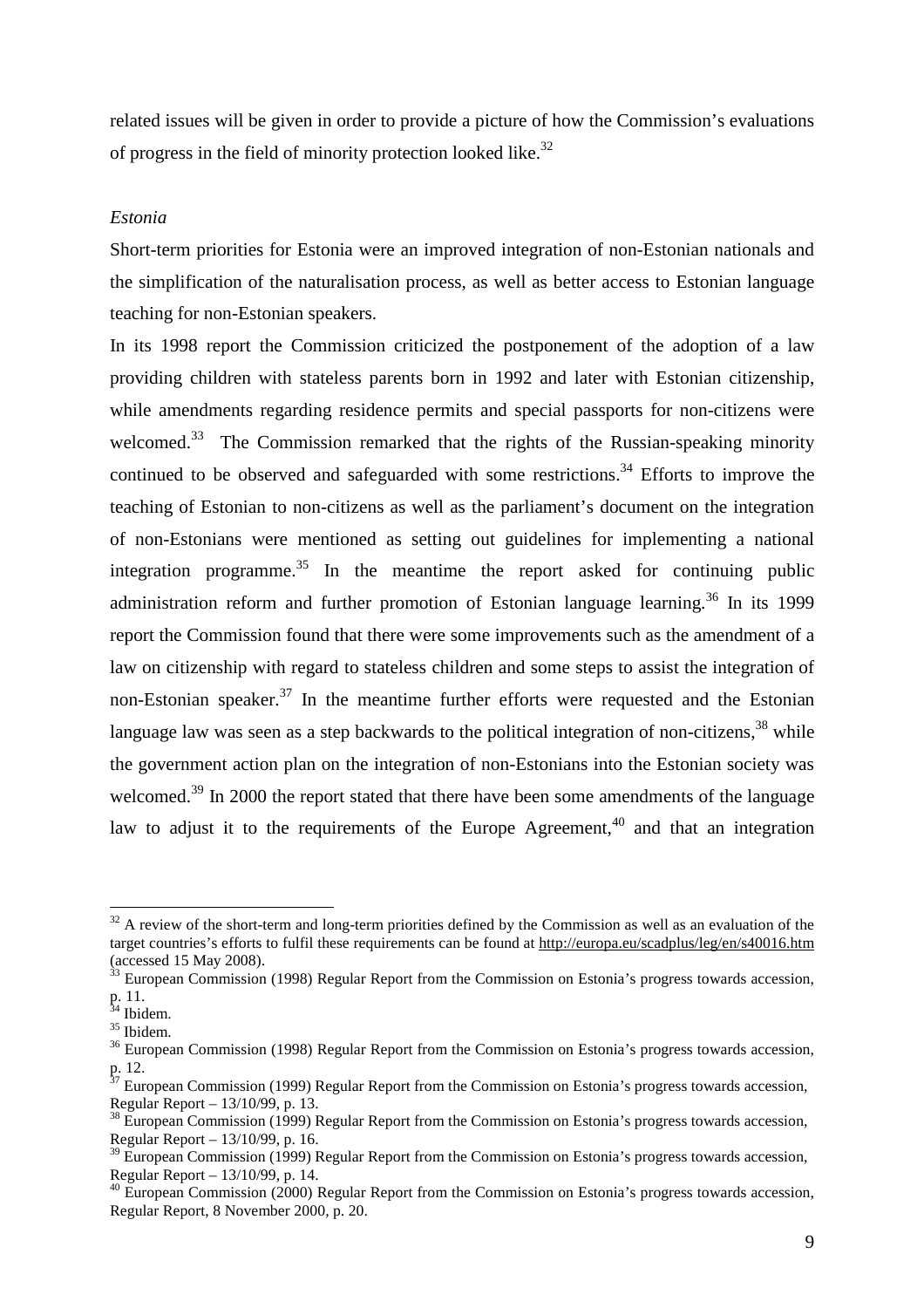related issues will be given in order to provide a picture of how the Commission's evaluations of progress in the field of minority protection looked like.[32]

*Estonia*

Short-term priorities for Estonia were an improved integration of non-Estonian nationals and the simplification of the naturalisation process, as well as better access to Estonian language teaching for non-Estonian speakers.

In its 1998 report the Commission criticized the postponement of the adoption of a law providing children with stateless parents born in 1992 and later with Estonian citizenship, while amendments regarding residence permits and special passports for non-citizens were welcomed.[33] The Commission remarked that the rights of the Russian-speaking minority continued to be observed and safeguarded with some restrictions.[34] Efforts to improve the teaching of Estonian to non-citizens as well as the parliament's document on the integration of non-Estonians were mentioned as setting out guidelines for implementing a national integration programme.[35] In the meantime the report asked for continuing public administration reform and further promotion of Estonian language learning.[36] In its 1999 report the Commission found that there were some improvements such as the amendment of a law on citizenship with regard to stateless children and some steps to assist the integration of non-Estonian speaker.[37] In the meantime further efforts were requested and the Estonian language law was seen as a step backwards to the political integration of non-citizens,[38] while the government action plan on the integration of non-Estonians into the Estonian society was welcomed.[39] In 2000 the report stated that there have been some amendments of the language law to adjust it to the requirements of the Europe Agreement,[40] and that an integration

---

[32] A review of the short-term and long-term priorities defined by the Commission as well as an evaluation of the target countries's efforts to fulfil these requirements can be found at http://europa.eu/scadplus/leg/en/s40016.htm (accessed 15 May 2008).

[33] European Commission (1998) Regular Report from the Commission on Estonia's progress towards accession, p. 11.

[34] Ibidem.

[35] Ibidem.

[36] European Commission (1998) Regular Report from the Commission on Estonia's progress towards accession, p. 12.

[37] European Commission (1999) Regular Report from the Commission on Estonia's progress towards accession, Regular Report – 13/10/99, p. 13.

[38] European Commission (1999) Regular Report from the Commission on Estonia's progress towards accession, Regular Report – 13/10/99, p. 16.

[39] European Commission (1999) Regular Report from the Commission on Estonia's progress towards accession, Regular Report – 13/10/99, p. 14.

[40] European Commission (2000) Regular Report from the Commission on Estonia's progress towards accession, Regular Report, 8 November 2000, p. 20.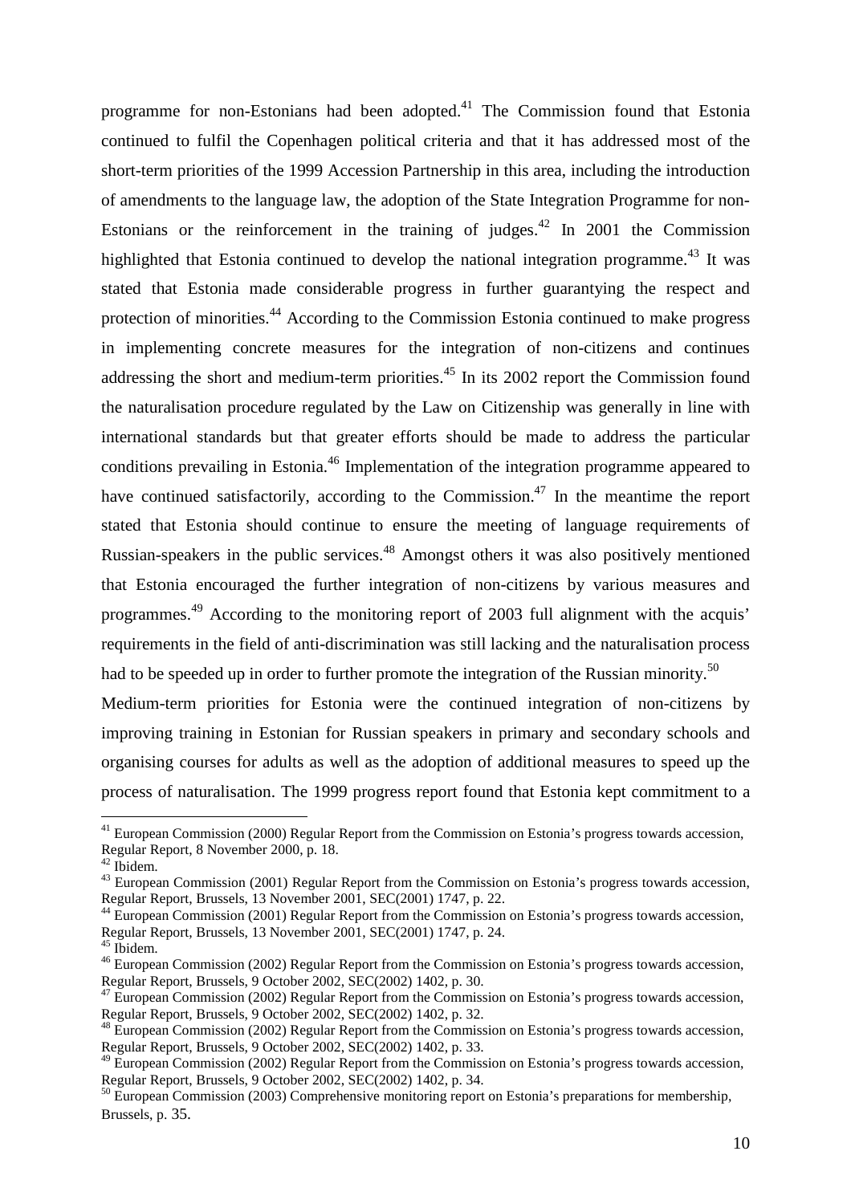programme for non-Estonians had been adopted.[41] The Commission found that Estonia continued to fulfil the Copenhagen political criteria and that it has addressed most of the short-term priorities of the 1999 Accession Partnership in this area, including the introduction of amendments to the language law, the adoption of the State Integration Programme for non-Estonians or the reinforcement in the training of judges.[42] In 2001 the Commission highlighted that Estonia continued to develop the national integration programme.[43] It was stated that Estonia made considerable progress in further guarantying the respect and protection of minorities.[44] According to the Commission Estonia continued to make progress in implementing concrete measures for the integration of non-citizens and continues addressing the short and medium-term priorities.[45] In its 2002 report the Commission found the naturalisation procedure regulated by the Law on Citizenship was generally in line with international standards but that greater efforts should be made to address the particular conditions prevailing in Estonia.[46] Implementation of the integration programme appeared to have continued satisfactorily, according to the Commission.[47] In the meantime the report stated that Estonia should continue to ensure the meeting of language requirements of Russian-speakers in the public services.[48] Amongst others it was also positively mentioned that Estonia encouraged the further integration of non-citizens by various measures and programmes.[49] According to the monitoring report of 2003 full alignment with the acquis' requirements in the field of anti-discrimination was still lacking and the naturalisation process had to be speeded up in order to further promote the integration of the Russian minority.[50]

Medium-term priorities for Estonia were the continued integration of non-citizens by improving training in Estonian for Russian speakers in primary and secondary schools and organising courses for adults as well as the adoption of additional measures to speed up the process of naturalisation. The 1999 progress report found that Estonia kept commitment to a

[41] European Commission (2000) Regular Report from the Commission on Estonia's progress towards accession, Regular Report, 8 November 2000, p. 18.

[42] Ibidem.

[43] European Commission (2001) Regular Report from the Commission on Estonia's progress towards accession, Regular Report, Brussels, 13 November 2001, SEC(2001) 1747, p. 22.

[44] European Commission (2001) Regular Report from the Commission on Estonia's progress towards accession, Regular Report, Brussels, 13 November 2001, SEC(2001) 1747, p. 24.

[45] Ibidem.

[46] European Commission (2002) Regular Report from the Commission on Estonia's progress towards accession, Regular Report, Brussels, 9 October 2002, SEC(2002) 1402, p. 30.

[47] European Commission (2002) Regular Report from the Commission on Estonia's progress towards accession, Regular Report, Brussels, 9 October 2002, SEC(2002) 1402, p. 32.

[48] European Commission (2002) Regular Report from the Commission on Estonia's progress towards accession, Regular Report, Brussels, 9 October 2002, SEC(2002) 1402, p. 33.

[49] European Commission (2002) Regular Report from the Commission on Estonia's progress towards accession, Regular Report, Brussels, 9 October 2002, SEC(2002) 1402, p. 34.

[50] European Commission (2003) Comprehensive monitoring report on Estonia's preparations for membership, Brussels, p. 35.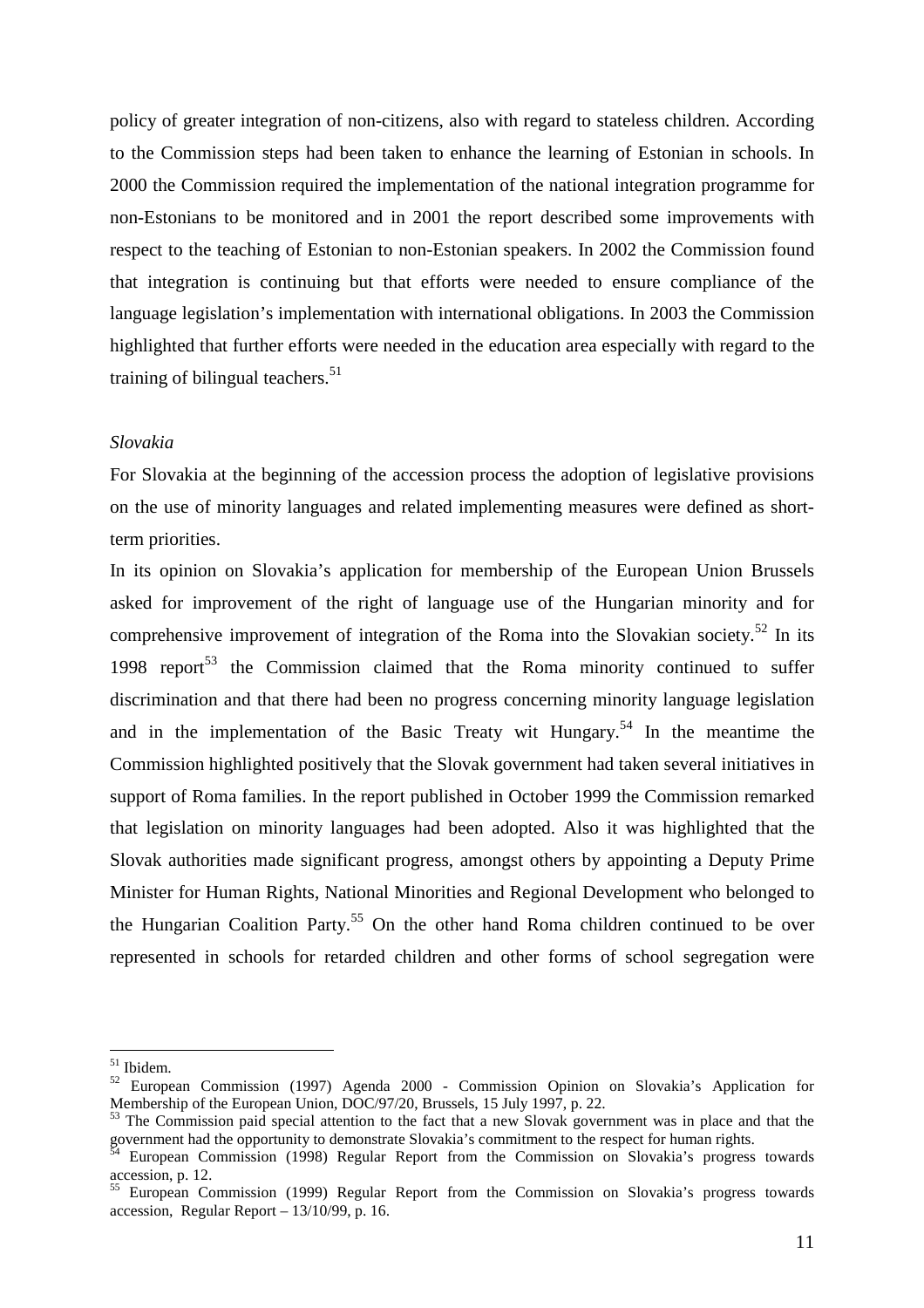policy of greater integration of non-citizens, also with regard to stateless children. According to the Commission steps had been taken to enhance the learning of Estonian in schools. In 2000 the Commission required the implementation of the national integration programme for non-Estonians to be monitored and in 2001 the report described some improvements with respect to the teaching of Estonian to non-Estonian speakers. In 2002 the Commission found that integration is continuing but that efforts were needed to ensure compliance of the language legislation's implementation with international obligations. In 2003 the Commission highlighted that further efforts were needed in the education area especially with regard to the training of bilingual teachers.[51]

*Slovakia*

For Slovakia at the beginning of the accession process the adoption of legislative provisions on the use of minority languages and related implementing measures were defined as short-term priorities.

In its opinion on Slovakia's application for membership of the European Union Brussels asked for improvement of the right of language use of the Hungarian minority and for comprehensive improvement of integration of the Roma into the Slovakian society.[52] In its 1998 report[53] the Commission claimed that the Roma minority continued to suffer discrimination and that there had been no progress concerning minority language legislation and in the implementation of the Basic Treaty wit Hungary.[54] In the meantime the Commission highlighted positively that the Slovak government had taken several initiatives in support of Roma families. In the report published in October 1999 the Commission remarked that legislation on minority languages had been adopted. Also it was highlighted that the Slovak authorities made significant progress, amongst others by appointing a Deputy Prime Minister for Human Rights, National Minorities and Regional Development who belonged to the Hungarian Coalition Party.[55] On the other hand Roma children continued to be over represented in schools for retarded children and other forms of school segregation were

---

[51] Ibidem.

[52] European Commission (1997) Agenda 2000 - Commission Opinion on Slovakia's Application for Membership of the European Union, DOC/97/20, Brussels, 15 July 1997, p. 22.

[53] The Commission paid special attention to the fact that a new Slovak government was in place and that the government had the opportunity to demonstrate Slovakia's commitment to the respect for human rights.

[54] European Commission (1998) Regular Report from the Commission on Slovakia's progress towards accession, p. 12.

[55] European Commission (1999) Regular Report from the Commission on Slovakia's progress towards accession, Regular Report – 13/10/99, p. 16.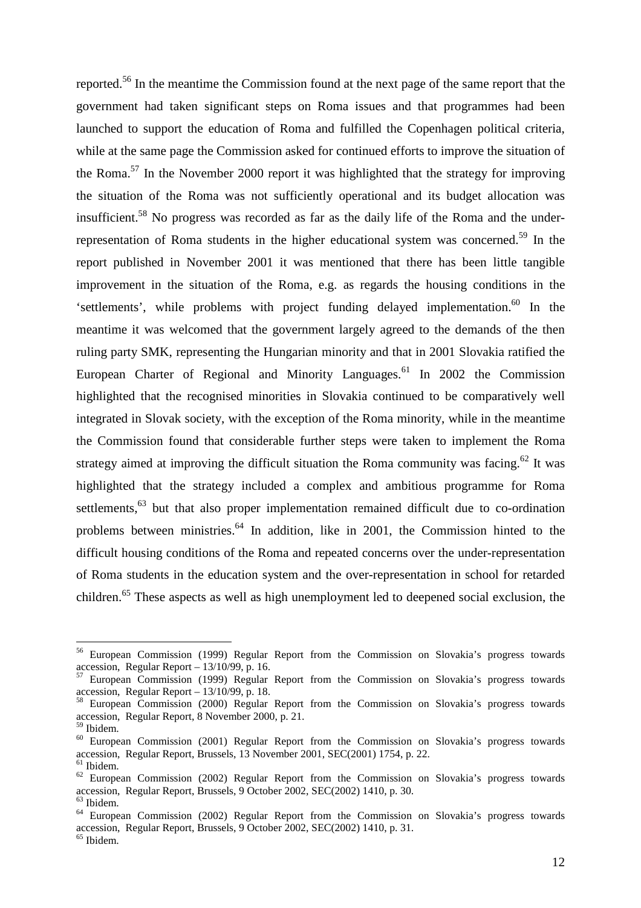reported.[56] In the meantime the Commission found at the next page of the same report that the government had taken significant steps on Roma issues and that programmes had been launched to support the education of Roma and fulfilled the Copenhagen political criteria, while at the same page the Commission asked for continued efforts to improve the situation of the Roma.[57] In the November 2000 report it was highlighted that the strategy for improving the situation of the Roma was not sufficiently operational and its budget allocation was insufficient.[58] No progress was recorded as far as the daily life of the Roma and the under-representation of Roma students in the higher educational system was concerned.[59] In the report published in November 2001 it was mentioned that there has been little tangible improvement in the situation of the Roma, e.g. as regards the housing conditions in the 'settlements', while problems with project funding delayed implementation.[60] In the meantime it was welcomed that the government largely agreed to the demands of the then ruling party SMK, representing the Hungarian minority and that in 2001 Slovakia ratified the European Charter of Regional and Minority Languages.[61] In 2002 the Commission highlighted that the recognised minorities in Slovakia continued to be comparatively well integrated in Slovak society, with the exception of the Roma minority, while in the meantime the Commission found that considerable further steps were taken to implement the Roma strategy aimed at improving the difficult situation the Roma community was facing.[62] It was highlighted that the strategy included a complex and ambitious programme for Roma settlements,[63] but that also proper implementation remained difficult due to co-ordination problems between ministries.[64] In addition, like in 2001, the Commission hinted to the difficult housing conditions of the Roma and repeated concerns over the under-representation of Roma students in the education system and the over-representation in school for retarded children.[65] These aspects as well as high unemployment led to deepened social exclusion, the

---

[56] European Commission (1999) Regular Report from the Commission on Slovakia's progress towards accession, Regular Report – 13/10/99, p. 16.

[57] European Commission (1999) Regular Report from the Commission on Slovakia's progress towards accession, Regular Report – 13/10/99, p. 18.

[58] European Commission (2000) Regular Report from the Commission on Slovakia's progress towards accession, Regular Report, 8 November 2000, p. 21.

[59] Ibidem.

[60] European Commission (2001) Regular Report from the Commission on Slovakia's progress towards accession, Regular Report, Brussels, 13 November 2001, SEC(2001) 1754, p. 22.

[61] Ibidem.

[62] European Commission (2002) Regular Report from the Commission on Slovakia's progress towards accession, Regular Report, Brussels, 9 October 2002, SEC(2002) 1410, p. 30.

[63] Ibidem.

[64] European Commission (2002) Regular Report from the Commission on Slovakia's progress towards accession, Regular Report, Brussels, 9 October 2002, SEC(2002) 1410, p. 31.

[65] Ibidem.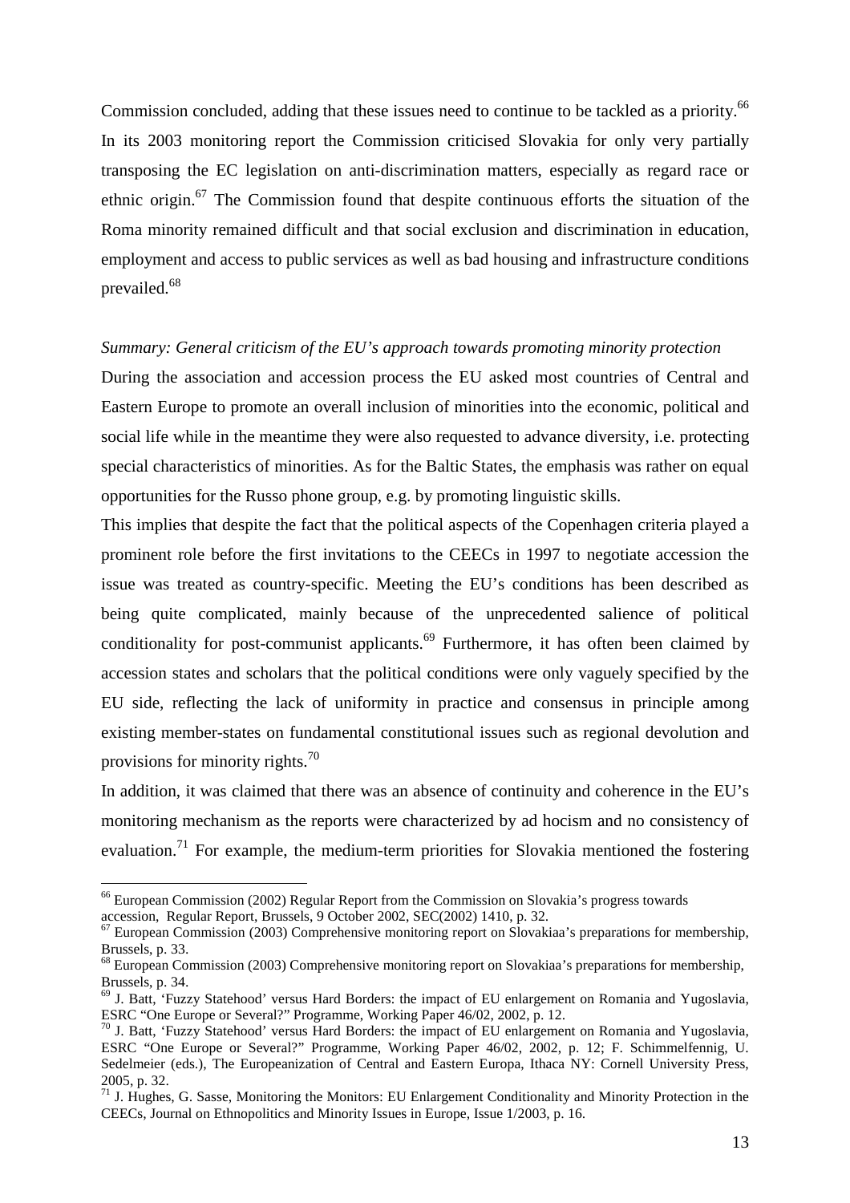Commission concluded, adding that these issues need to continue to be tackled as a priority.[66] In its 2003 monitoring report the Commission criticised Slovakia for only very partially transposing the EC legislation on anti-discrimination matters, especially as regard race or ethnic origin.[67] The Commission found that despite continuous efforts the situation of the Roma minority remained difficult and that social exclusion and discrimination in education, employment and access to public services as well as bad housing and infrastructure conditions prevailed.[68]

*Summary: General criticism of the EU's approach towards promoting minority protection*

During the association and accession process the EU asked most countries of Central and Eastern Europe to promote an overall inclusion of minorities into the economic, political and social life while in the meantime they were also requested to advance diversity, i.e. protecting special characteristics of minorities. As for the Baltic States, the emphasis was rather on equal opportunities for the Russo phone group, e.g. by promoting linguistic skills.

This implies that despite the fact that the political aspects of the Copenhagen criteria played a prominent role before the first invitations to the CEECs in 1997 to negotiate accession the issue was treated as country-specific. Meeting the EU's conditions has been described as being quite complicated, mainly because of the unprecedented salience of political conditionality for post-communist applicants.[69] Furthermore, it has often been claimed by accession states and scholars that the political conditions were only vaguely specified by the EU side, reflecting the lack of uniformity in practice and consensus in principle among existing member-states on fundamental constitutional issues such as regional devolution and provisions for minority rights.[70]

In addition, it was claimed that there was an absence of continuity and coherence in the EU's monitoring mechanism as the reports were characterized by ad hocism and no consistency of evaluation.[71] For example, the medium-term priorities for Slovakia mentioned the fostering

---

[66] European Commission (2002) Regular Report from the Commission on Slovakia's progress towards accession, Regular Report, Brussels, 9 October 2002, SEC(2002) 1410, p. 32.

[67] European Commission (2003) Comprehensive monitoring report on Slovakiaa's preparations for membership, Brussels, p. 33.

[68] European Commission (2003) Comprehensive monitoring report on Slovakiaa's preparations for membership, Brussels, p. 34.

[69] J. Batt, 'Fuzzy Statehood' versus Hard Borders: the impact of EU enlargement on Romania and Yugoslavia, ESRC "One Europe or Several?" Programme, Working Paper 46/02, 2002, p. 12.

[70] J. Batt, 'Fuzzy Statehood' versus Hard Borders: the impact of EU enlargement on Romania and Yugoslavia, ESRC "One Europe or Several?" Programme, Working Paper 46/02, 2002, p. 12; F. Schimmelfennig, U. Sedelmeier (eds.), The Europeanization of Central and Eastern Europa, Ithaca NY: Cornell University Press, 2005, p. 32.

[71] J. Hughes, G. Sasse, Monitoring the Monitors: EU Enlargement Conditionality and Minority Protection in the CEECs, Journal on Ethnopolitics and Minority Issues in Europe, Issue 1/2003, p. 16.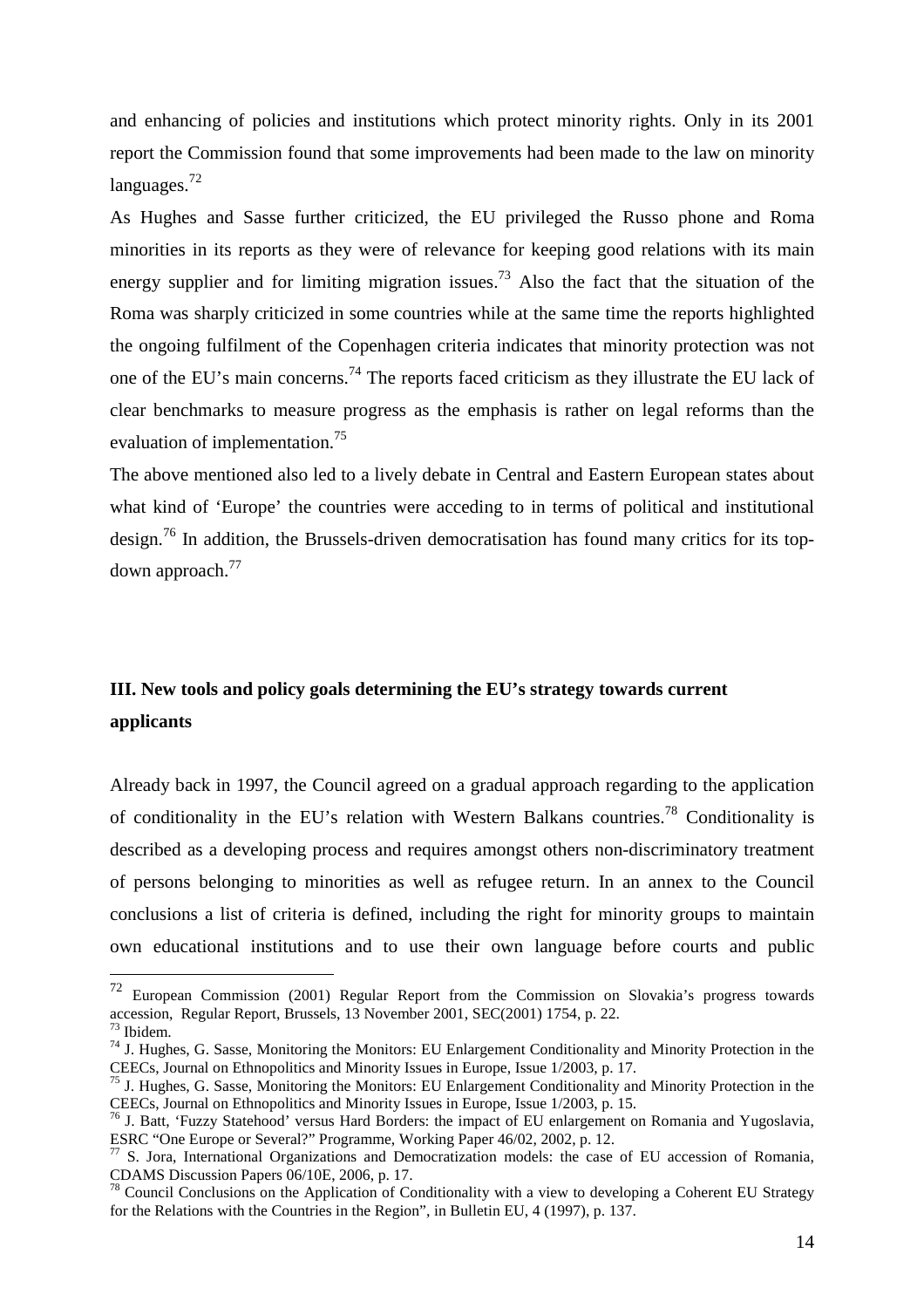and enhancing of policies and institutions which protect minority rights. Only in its 2001 report the Commission found that some improvements had been made to the law on minority languages.[72]

As Hughes and Sasse further criticized, the EU privileged the Russo phone and Roma minorities in its reports as they were of relevance for keeping good relations with its main energy supplier and for limiting migration issues.[73] Also the fact that the situation of the Roma was sharply criticized in some countries while at the same time the reports highlighted the ongoing fulfilment of the Copenhagen criteria indicates that minority protection was not one of the EU's main concerns.[74] The reports faced criticism as they illustrate the EU lack of clear benchmarks to measure progress as the emphasis is rather on legal reforms than the evaluation of implementation.[75]

The above mentioned also led to a lively debate in Central and Eastern European states about what kind of 'Europe' the countries were acceding to in terms of political and institutional design.[76] In addition, the Brussels-driven democratisation has found many critics for its top-down approach.[77]

## III. New tools and policy goals determining the EU's strategy towards current applicants

Already back in 1997, the Council agreed on a gradual approach regarding to the application of conditionality in the EU's relation with Western Balkans countries.[78] Conditionality is described as a developing process and requires amongst others non-discriminatory treatment of persons belonging to minorities as well as refugee return. In an annex to the Council conclusions a list of criteria is defined, including the right for minority groups to maintain own educational institutions and to use their own language before courts and public

---

[72] European Commission (2001) Regular Report from the Commission on Slovakia's progress towards accession, Regular Report, Brussels, 13 November 2001, SEC(2001) 1754, p. 22.

[73] Ibidem.

[74] J. Hughes, G. Sasse, Monitoring the Monitors: EU Enlargement Conditionality and Minority Protection in the CEECs, Journal on Ethnopolitics and Minority Issues in Europe, Issue 1/2003, p. 17.

[75] J. Hughes, G. Sasse, Monitoring the Monitors: EU Enlargement Conditionality and Minority Protection in the CEECs, Journal on Ethnopolitics and Minority Issues in Europe, Issue 1/2003, p. 15.

[76] J. Batt, 'Fuzzy Statehood' versus Hard Borders: the impact of EU enlargement on Romania and Yugoslavia, ESRC "One Europe or Several?" Programme, Working Paper 46/02, 2002, p. 12.

[77] S. Jora, International Organizations and Democratization models: the case of EU accession of Romania, CDAMS Discussion Papers 06/10E, 2006, p. 17.

[78] Council Conclusions on the Application of Conditionality with a view to developing a Coherent EU Strategy for the Relations with the Countries in the Region", in Bulletin EU, 4 (1997), p. 137.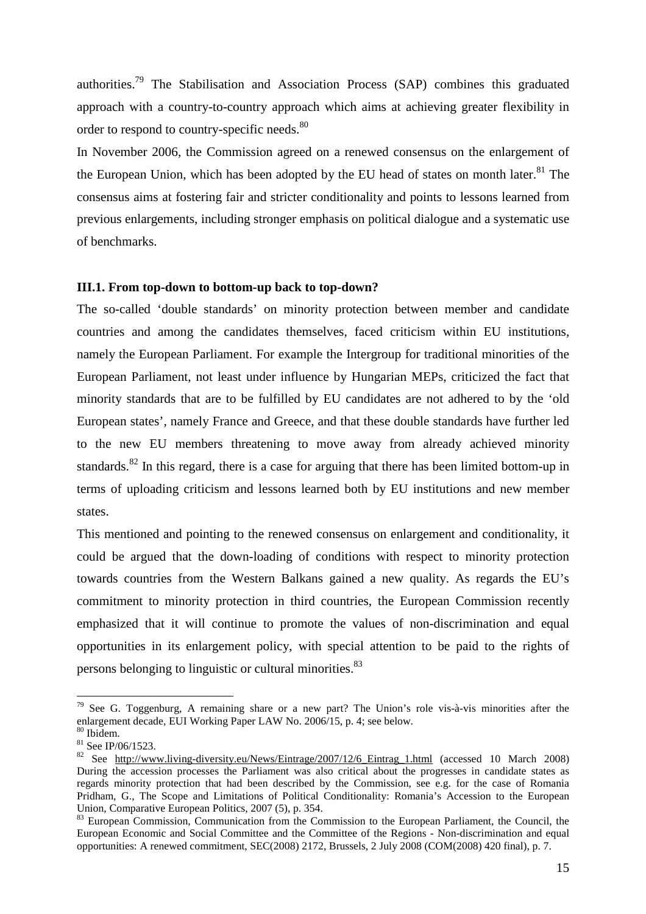authorities.[79] The Stabilisation and Association Process (SAP) combines this graduated approach with a country-to-country approach which aims at achieving greater flexibility in order to respond to country-specific needs.[80]

In November 2006, the Commission agreed on a renewed consensus on the enlargement of the European Union, which has been adopted by the EU head of states on month later.[81] The consensus aims at fostering fair and stricter conditionality and points to lessons learned from previous enlargements, including stronger emphasis on political dialogue and a systematic use of benchmarks.

### III.1. From top-down to bottom-up back to top-down?

The so-called 'double standards' on minority protection between member and candidate countries and among the candidates themselves, faced criticism within EU institutions, namely the European Parliament. For example the Intergroup for traditional minorities of the European Parliament, not least under influence by Hungarian MEPs, criticized the fact that minority standards that are to be fulfilled by EU candidates are not adhered to by the 'old European states', namely France and Greece, and that these double standards have further led to the new EU members threatening to move away from already achieved minority standards.[82] In this regard, there is a case for arguing that there has been limited bottom-up in terms of uploading criticism and lessons learned both by EU institutions and new member states.

This mentioned and pointing to the renewed consensus on enlargement and conditionality, it could be argued that the down-loading of conditions with respect to minority protection towards countries from the Western Balkans gained a new quality. As regards the EU's commitment to minority protection in third countries, the European Commission recently emphasized that it will continue to promote the values of non-discrimination and equal opportunities in its enlargement policy, with special attention to be paid to the rights of persons belonging to linguistic or cultural minorities.[83]

---

[79] See G. Toggenburg, A remaining share or a new part? The Union's role vis-à-vis minorities after the enlargement decade, EUI Working Paper LAW No. 2006/15, p. 4; see below.

[80] Ibidem.

[81] See IP/06/1523.

[82] See http://www.living-diversity.eu/News/Eintrage/2007/12/6_Eintrag_1.html (accessed 10 March 2008) During the accession processes the Parliament was also critical about the progresses in candidate states as regards minority protection that had been described by the Commission, see e.g. for the case of Romania Pridham, G., The Scope and Limitations of Political Conditionality: Romania's Accession to the European Union, Comparative European Politics, 2007 (5), p. 354.

[83] European Commission, Communication from the Commission to the European Parliament, the Council, the European Economic and Social Committee and the Committee of the Regions - Non-discrimination and equal opportunities: A renewed commitment, SEC(2008) 2172, Brussels, 2 July 2008 (COM(2008) 420 final), p. 7.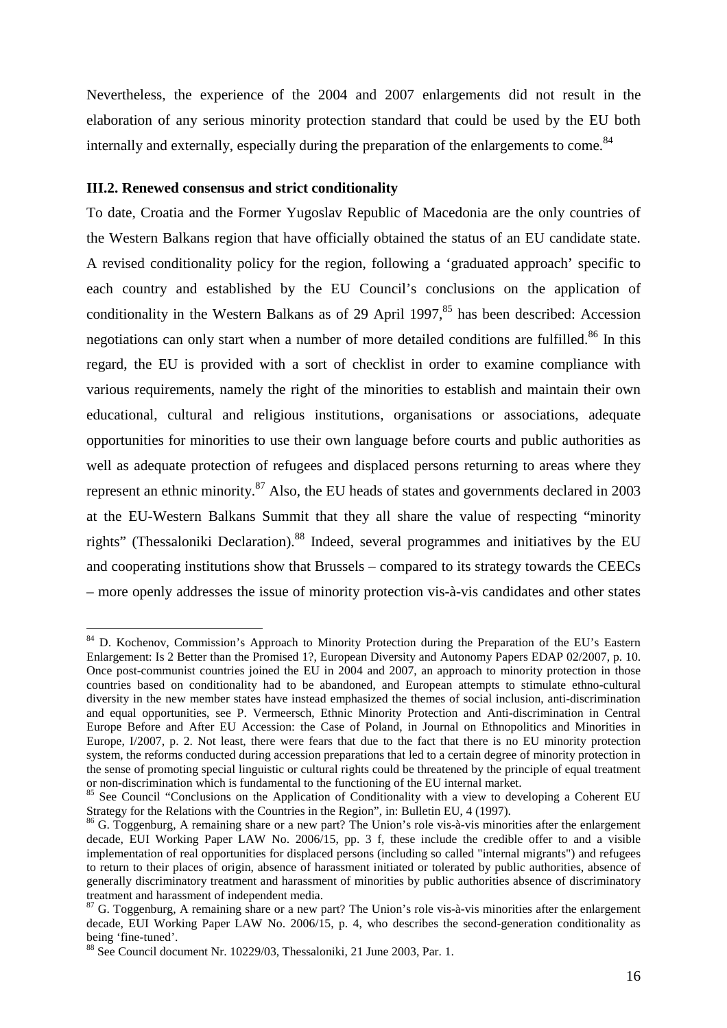Nevertheless, the experience of the 2004 and 2007 enlargements did not result in the elaboration of any serious minority protection standard that could be used by the EU both internally and externally, especially during the preparation of the enlargements to come.[84]

### III.2. Renewed consensus and strict conditionality

To date, Croatia and the Former Yugoslav Republic of Macedonia are the only countries of the Western Balkans region that have officially obtained the status of an EU candidate state. A revised conditionality policy for the region, following a 'graduated approach' specific to each country and established by the EU Council's conclusions on the application of conditionality in the Western Balkans as of 29 April 1997,[85] has been described: Accession negotiations can only start when a number of more detailed conditions are fulfilled.[86] In this regard, the EU is provided with a sort of checklist in order to examine compliance with various requirements, namely the right of the minorities to establish and maintain their own educational, cultural and religious institutions, organisations or associations, adequate opportunities for minorities to use their own language before courts and public authorities as well as adequate protection of refugees and displaced persons returning to areas where they represent an ethnic minority.[87] Also, the EU heads of states and governments declared in 2003 at the EU-Western Balkans Summit that they all share the value of respecting "minority rights" (Thessaloniki Declaration).[88] Indeed, several programmes and initiatives by the EU and cooperating institutions show that Brussels – compared to its strategy towards the CEECs – more openly addresses the issue of minority protection vis-à-vis candidates and other states

---

[84] D. Kochenov, Commission's Approach to Minority Protection during the Preparation of the EU's Eastern Enlargement: Is 2 Better than the Promised 1?, European Diversity and Autonomy Papers EDAP 02/2007, p. 10. Once post-communist countries joined the EU in 2004 and 2007, an approach to minority protection in those countries based on conditionality had to be abandoned, and European attempts to stimulate ethno-cultural diversity in the new member states have instead emphasized the themes of social inclusion, anti-discrimination and equal opportunities, see P. Vermeersch, Ethnic Minority Protection and Anti-discrimination in Central Europe Before and After EU Accession: the Case of Poland, in Journal on Ethnopolitics and Minorities in Europe, I/2007, p. 2. Not least, there were fears that due to the fact that there is no EU minority protection system, the reforms conducted during accession preparations that led to a certain degree of minority protection in the sense of promoting special linguistic or cultural rights could be threatened by the principle of equal treatment or non-discrimination which is fundamental to the functioning of the EU internal market.

[85] See Council "Conclusions on the Application of Conditionality with a view to developing a Coherent EU Strategy for the Relations with the Countries in the Region", in: Bulletin EU, 4 (1997).

[86] G. Toggenburg, A remaining share or a new part? The Union's role vis-à-vis minorities after the enlargement decade, EUI Working Paper LAW No. 2006/15, pp. 3 f, these include the credible offer to and a visible implementation of real opportunities for displaced persons (including so called "internal migrants") and refugees to return to their places of origin, absence of harassment initiated or tolerated by public authorities, absence of generally discriminatory treatment and harassment of minorities by public authorities absence of discriminatory treatment and harassment of independent media.

[87] G. Toggenburg, A remaining share or a new part? The Union's role vis-à-vis minorities after the enlargement decade, EUI Working Paper LAW No. 2006/15, p. 4, who describes the second-generation conditionality as being 'fine-tuned'.

[88] See Council document Nr. 10229/03, Thessaloniki, 21 June 2003, Par. 1.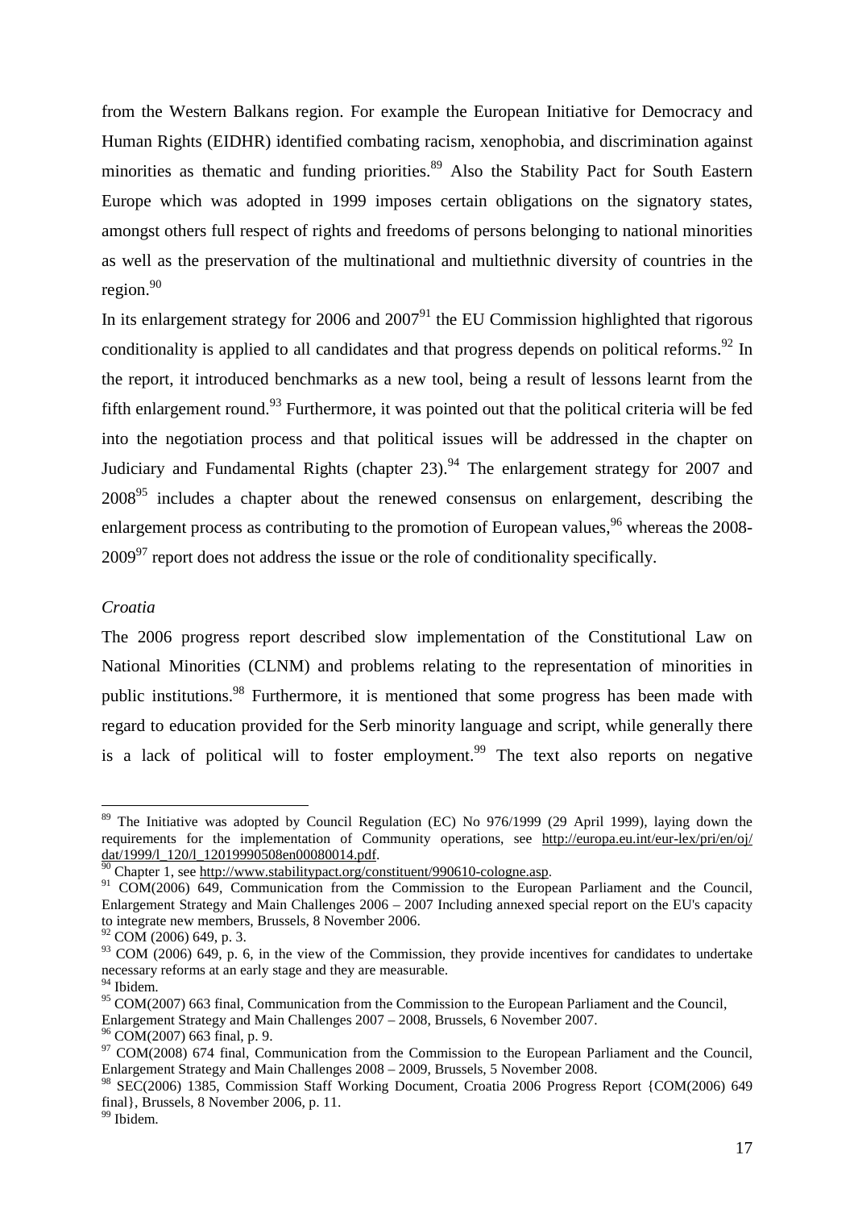from the Western Balkans region. For example the European Initiative for Democracy and Human Rights (EIDHR) identified combating racism, xenophobia, and discrimination against minorities as thematic and funding priorities.[89] Also the Stability Pact for South Eastern Europe which was adopted in 1999 imposes certain obligations on the signatory states, amongst others full respect of rights and freedoms of persons belonging to national minorities as well as the preservation of the multinational and multiethnic diversity of countries in the region.[90]

In its enlargement strategy for 2006 and 2007[91] the EU Commission highlighted that rigorous conditionality is applied to all candidates and that progress depends on political reforms.[92] In the report, it introduced benchmarks as a new tool, being a result of lessons learnt from the fifth enlargement round.[93] Furthermore, it was pointed out that the political criteria will be fed into the negotiation process and that political issues will be addressed in the chapter on Judiciary and Fundamental Rights (chapter 23).[94] The enlargement strategy for 2007 and 2008[95] includes a chapter about the renewed consensus on enlargement, describing the enlargement process as contributing to the promotion of European values,[96] whereas the 2008-2009[97] report does not address the issue or the role of conditionality specifically.

*Croatia*

The 2006 progress report described slow implementation of the Constitutional Law on National Minorities (CLNM) and problems relating to the representation of minorities in public institutions.[98] Furthermore, it is mentioned that some progress has been made with regard to education provided for the Serb minority language and script, while generally there is a lack of political will to foster employment.[99] The text also reports on negative

---

[89] The Initiative was adopted by Council Regulation (EC) No 976/1999 (29 April 1999), laying down the requirements for the implementation of Community operations, see http://europa.eu.int/eur-lex/pri/en/oj/dat/1999/l_120/l_12019990508en00080014.pdf.

[90] Chapter 1, see http://www.stabilitypact.org/constituent/990610-cologne.asp.

[91] COM(2006) 649, Communication from the Commission to the European Parliament and the Council, Enlargement Strategy and Main Challenges 2006 – 2007 Including annexed special report on the EU's capacity to integrate new members, Brussels, 8 November 2006.

[92] COM (2006) 649, p. 3.

[93] COM (2006) 649, p. 6, in the view of the Commission, they provide incentives for candidates to undertake necessary reforms at an early stage and they are measurable.

[94] Ibidem.

[95] COM(2007) 663 final, Communication from the Commission to the European Parliament and the Council, Enlargement Strategy and Main Challenges 2007 – 2008, Brussels, 6 November 2007.

[96] COM(2007) 663 final, p. 9.

[97] COM(2008) 674 final, Communication from the Commission to the European Parliament and the Council, Enlargement Strategy and Main Challenges 2008 – 2009, Brussels, 5 November 2008.

[98] SEC(2006) 1385, Commission Staff Working Document, Croatia 2006 Progress Report {COM(2006) 649 final}, Brussels, 8 November 2006, p. 11.

[99] Ibidem.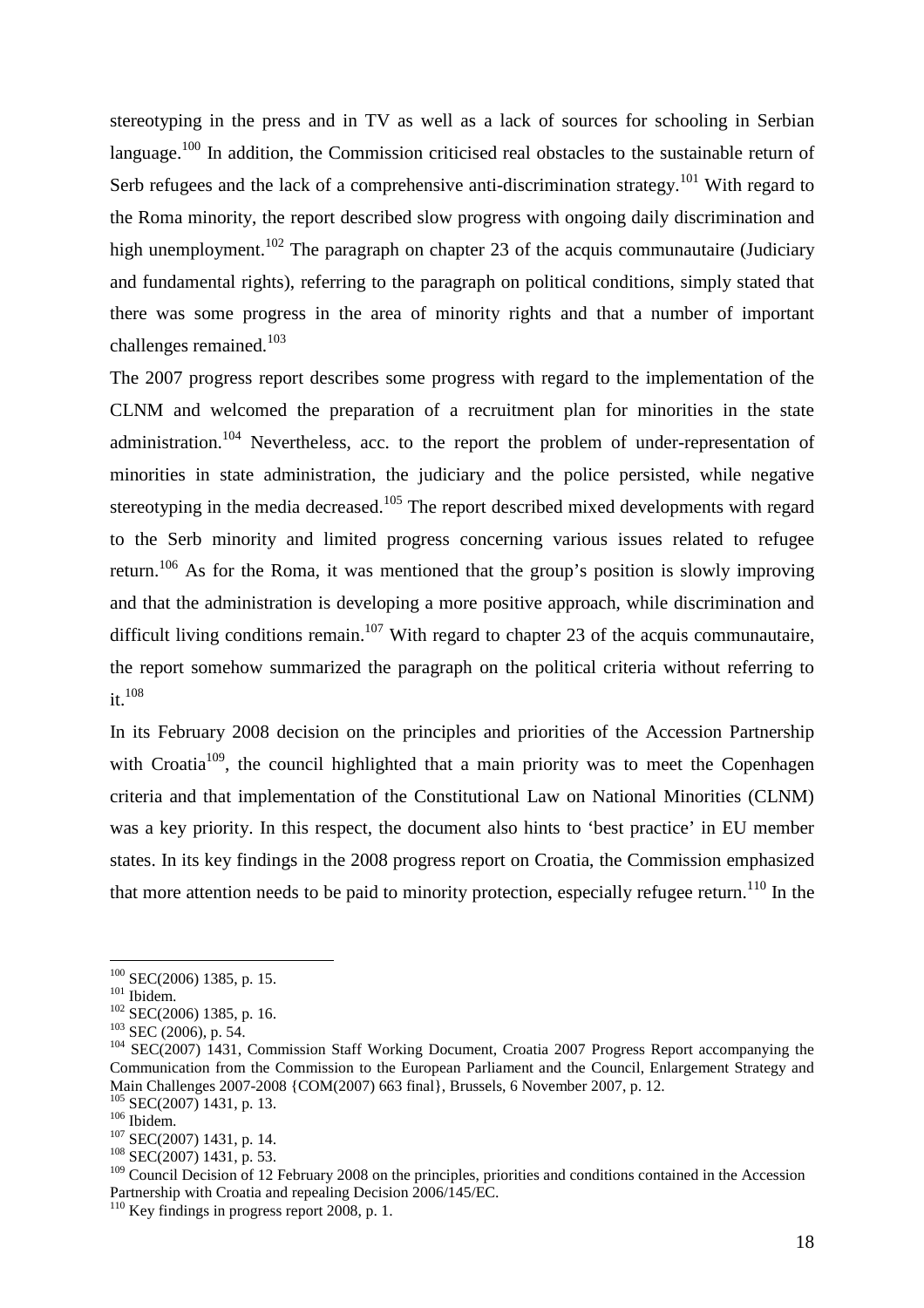stereotyping in the press and in TV as well as a lack of sources for schooling in Serbian language.[100] In addition, the Commission criticised real obstacles to the sustainable return of Serb refugees and the lack of a comprehensive anti-discrimination strategy.[101] With regard to the Roma minority, the report described slow progress with ongoing daily discrimination and high unemployment.[102] The paragraph on chapter 23 of the acquis communautaire (Judiciary and fundamental rights), referring to the paragraph on political conditions, simply stated that there was some progress in the area of minority rights and that a number of important challenges remained.[103]

The 2007 progress report describes some progress with regard to the implementation of the CLNM and welcomed the preparation of a recruitment plan for minorities in the state administration.[104] Nevertheless, acc. to the report the problem of under-representation of minorities in state administration, the judiciary and the police persisted, while negative stereotyping in the media decreased.[105] The report described mixed developments with regard to the Serb minority and limited progress concerning various issues related to refugee return.[106] As for the Roma, it was mentioned that the group's position is slowly improving and that the administration is developing a more positive approach, while discrimination and difficult living conditions remain.[107] With regard to chapter 23 of the acquis communautaire, the report somehow summarized the paragraph on the political criteria without referring to it.[108]

In its February 2008 decision on the principles and priorities of the Accession Partnership with Croatia[109], the council highlighted that a main priority was to meet the Copenhagen criteria and that implementation of the Constitutional Law on National Minorities (CLNM) was a key priority. In this respect, the document also hints to 'best practice' in EU member states. In its key findings in the 2008 progress report on Croatia, the Commission emphasized that more attention needs to be paid to minority protection, especially refugee return.[110] In the

---

[100] SEC(2006) 1385, p. 15.
[101] Ibidem.
[102] SEC(2006) 1385, p. 16.
[103] SEC (2006), p. 54.
[104] SEC(2007) 1431, Commission Staff Working Document, Croatia 2007 Progress Report accompanying the Communication from the Commission to the European Parliament and the Council, Enlargement Strategy and Main Challenges 2007-2008 {COM(2007) 663 final}, Brussels, 6 November 2007, p. 12.
[105] SEC(2007) 1431, p. 13.
[106] Ibidem.
[107] SEC(2007) 1431, p. 14.
[108] SEC(2007) 1431, p. 53.
[109] Council Decision of 12 February 2008 on the principles, priorities and conditions contained in the Accession Partnership with Croatia and repealing Decision 2006/145/EC.
[110] Key findings in progress report 2008, p. 1.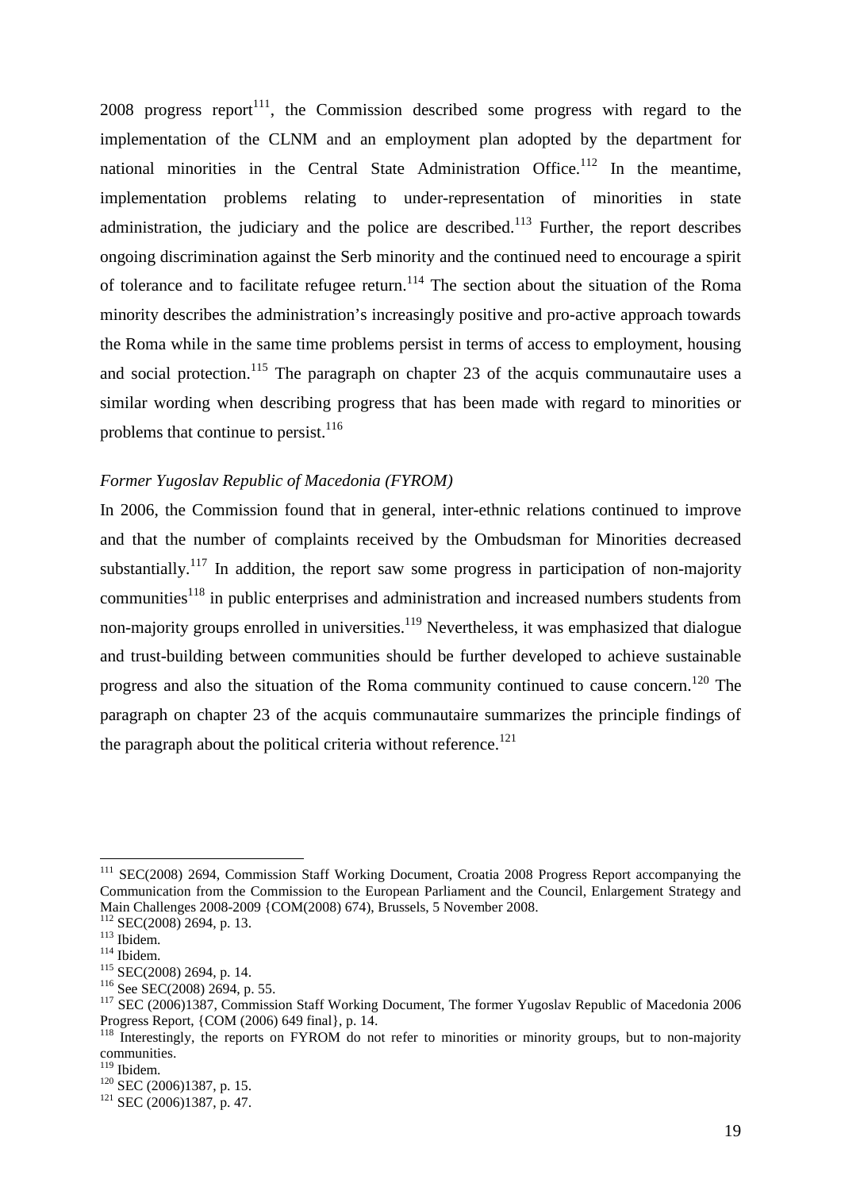2008 progress report[111], the Commission described some progress with regard to the implementation of the CLNM and an employment plan adopted by the department for national minorities in the Central State Administration Office.[112] In the meantime, implementation problems relating to under-representation of minorities in state administration, the judiciary and the police are described.[113] Further, the report describes ongoing discrimination against the Serb minority and the continued need to encourage a spirit of tolerance and to facilitate refugee return.[114] The section about the situation of the Roma minority describes the administration's increasingly positive and pro-active approach towards the Roma while in the same time problems persist in terms of access to employment, housing and social protection.[115] The paragraph on chapter 23 of the acquis communautaire uses a similar wording when describing progress that has been made with regard to minorities or problems that continue to persist.[116]

*Former Yugoslav Republic of Macedonia (FYROM)*

In 2006, the Commission found that in general, inter-ethnic relations continued to improve and that the number of complaints received by the Ombudsman for Minorities decreased substantially.[117] In addition, the report saw some progress in participation of non-majority communities[118] in public enterprises and administration and increased numbers students from non-majority groups enrolled in universities.[119] Nevertheless, it was emphasized that dialogue and trust-building between communities should be further developed to achieve sustainable progress and also the situation of the Roma community continued to cause concern.[120] The paragraph on chapter 23 of the acquis communautaire summarizes the principle findings of the paragraph about the political criteria without reference.[121]

---

[111] SEC(2008) 2694, Commission Staff Working Document, Croatia 2008 Progress Report accompanying the Communication from the Commission to the European Parliament and the Council, Enlargement Strategy and Main Challenges 2008-2009 {COM(2008) 674), Brussels, 5 November 2008.

[112] SEC(2008) 2694, p. 13.

[113] Ibidem.

[114] Ibidem.

[115] SEC(2008) 2694, p. 14.

[116] See SEC(2008) 2694, p. 55.

[117] SEC (2006)1387, Commission Staff Working Document, The former Yugoslav Republic of Macedonia 2006 Progress Report, {COM (2006) 649 final}, p. 14.

[118] Interestingly, the reports on FYROM do not refer to minorities or minority groups, but to non-majority communities.

[119] Ibidem.

[120] SEC (2006)1387, p. 15.

[121] SEC (2006)1387, p. 47.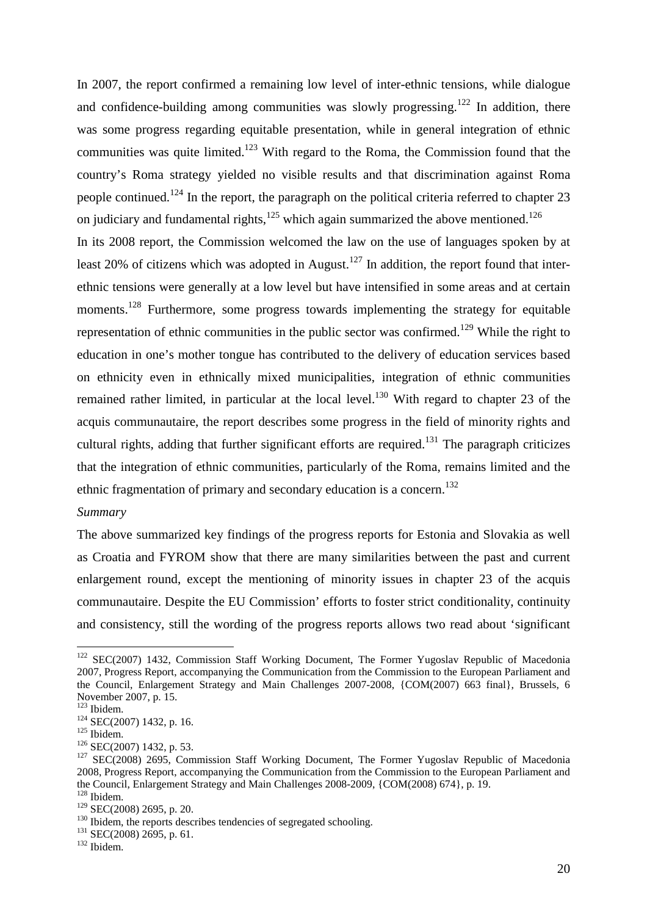In 2007, the report confirmed a remaining low level of inter-ethnic tensions, while dialogue and confidence-building among communities was slowly progressing.[122] In addition, there was some progress regarding equitable presentation, while in general integration of ethnic communities was quite limited.[123] With regard to the Roma, the Commission found that the country's Roma strategy yielded no visible results and that discrimination against Roma people continued.[124] In the report, the paragraph on the political criteria referred to chapter 23 on judiciary and fundamental rights,[125] which again summarized the above mentioned.[126]

In its 2008 report, the Commission welcomed the law on the use of languages spoken by at least 20% of citizens which was adopted in August.[127] In addition, the report found that inter-ethnic tensions were generally at a low level but have intensified in some areas and at certain moments.[128] Furthermore, some progress towards implementing the strategy for equitable representation of ethnic communities in the public sector was confirmed.[129] While the right to education in one's mother tongue has contributed to the delivery of education services based on ethnicity even in ethnically mixed municipalities, integration of ethnic communities remained rather limited, in particular at the local level.[130] With regard to chapter 23 of the acquis communautaire, the report describes some progress in the field of minority rights and cultural rights, adding that further significant efforts are required.[131] The paragraph criticizes that the integration of ethnic communities, particularly of the Roma, remains limited and the ethnic fragmentation of primary and secondary education is a concern.[132]

*Summary*

The above summarized key findings of the progress reports for Estonia and Slovakia as well as Croatia and FYROM show that there are many similarities between the past and current enlargement round, except the mentioning of minority issues in chapter 23 of the acquis communautaire. Despite the EU Commission' efforts to foster strict conditionality, continuity and consistency, still the wording of the progress reports allows two read about 'significant

---

[122] SEC(2007) 1432, Commission Staff Working Document, The Former Yugoslav Republic of Macedonia 2007, Progress Report, accompanying the Communication from the Commission to the European Parliament and the Council, Enlargement Strategy and Main Challenges 2007-2008, {COM(2007) 663 final}, Brussels, 6 November 2007, p. 15.

[123] Ibidem.

[124] SEC(2007) 1432, p. 16.

[125] Ibidem.

[126] SEC(2007) 1432, p. 53.

[127] SEC(2008) 2695, Commission Staff Working Document, The Former Yugoslav Republic of Macedonia 2008, Progress Report, accompanying the Communication from the Commission to the European Parliament and the Council, Enlargement Strategy and Main Challenges 2008-2009, {COM(2008) 674}, p. 19.

[128] Ibidem.

[129] SEC(2008) 2695, p. 20.

[130] Ibidem, the reports describes tendencies of segregated schooling.

[131] SEC(2008) 2695, p. 61.

[132] Ibidem.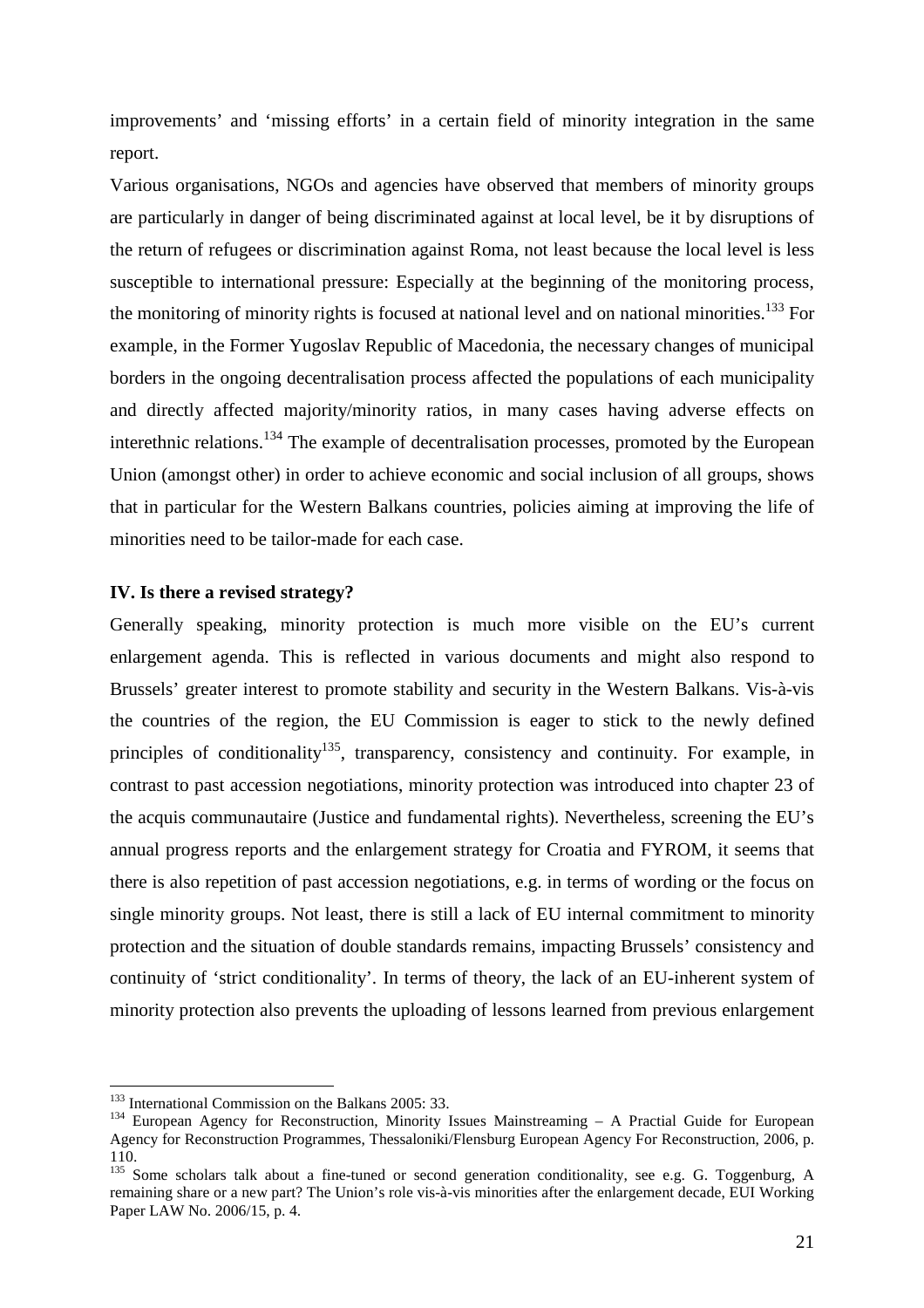improvements' and 'missing efforts' in a certain field of minority integration in the same report.

Various organisations, NGOs and agencies have observed that members of minority groups are particularly in danger of being discriminated against at local level, be it by disruptions of the return of refugees or discrimination against Roma, not least because the local level is less susceptible to international pressure: Especially at the beginning of the monitoring process, the monitoring of minority rights is focused at national level and on national minorities.[133] For example, in the Former Yugoslav Republic of Macedonia, the necessary changes of municipal borders in the ongoing decentralisation process affected the populations of each municipality and directly affected majority/minority ratios, in many cases having adverse effects on interethnic relations.[134] The example of decentralisation processes, promoted by the European Union (amongst other) in order to achieve economic and social inclusion of all groups, shows that in particular for the Western Balkans countries, policies aiming at improving the life of minorities need to be tailor-made for each case.

**IV. Is there a revised strategy?**

Generally speaking, minority protection is much more visible on the EU's current enlargement agenda. This is reflected in various documents and might also respond to Brussels' greater interest to promote stability and security in the Western Balkans. Vis-à-vis the countries of the region, the EU Commission is eager to stick to the newly defined principles of conditionality[135], transparency, consistency and continuity. For example, in contrast to past accession negotiations, minority protection was introduced into chapter 23 of the acquis communautaire (Justice and fundamental rights). Nevertheless, screening the EU's annual progress reports and the enlargement strategy for Croatia and FYROM, it seems that there is also repetition of past accession negotiations, e.g. in terms of wording or the focus on single minority groups. Not least, there is still a lack of EU internal commitment to minority protection and the situation of double standards remains, impacting Brussels' consistency and continuity of 'strict conditionality'. In terms of theory, the lack of an EU-inherent system of minority protection also prevents the uploading of lessons learned from previous enlargement

---

[133] International Commission on the Balkans 2005: 33.

[134] European Agency for Reconstruction, Minority Issues Mainstreaming – A Practial Guide for European Agency for Reconstruction Programmes, Thessaloniki/Flensburg European Agency For Reconstruction, 2006, p. 110.

[135] Some scholars talk about a fine-tuned or second generation conditionality, see e.g. G. Toggenburg, A remaining share or a new part? The Union's role vis-à-vis minorities after the enlargement decade, EUI Working Paper LAW No. 2006/15, p. 4.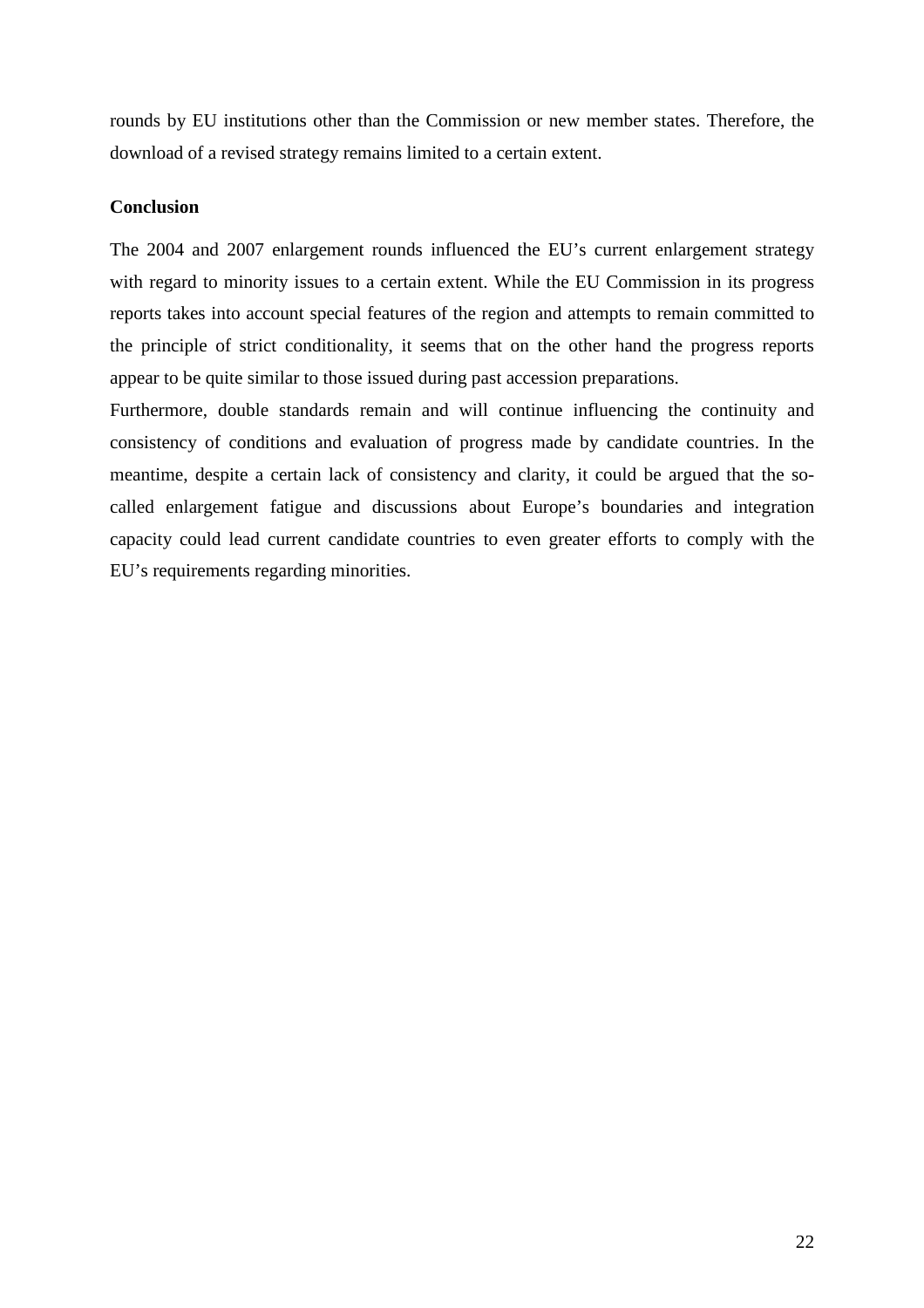rounds by EU institutions other than the Commission or new member states. Therefore, the download of a revised strategy remains limited to a certain extent.

**Conclusion**

The 2004 and 2007 enlargement rounds influenced the EU's current enlargement strategy with regard to minority issues to a certain extent. While the EU Commission in its progress reports takes into account special features of the region and attempts to remain committed to the principle of strict conditionality, it seems that on the other hand the progress reports appear to be quite similar to those issued during past accession preparations.

Furthermore, double standards remain and will continue influencing the continuity and consistency of conditions and evaluation of progress made by candidate countries. In the meantime, despite a certain lack of consistency and clarity, it could be argued that the so-called enlargement fatigue and discussions about Europe's boundaries and integration capacity could lead current candidate countries to even greater efforts to comply with the EU's requirements regarding minorities.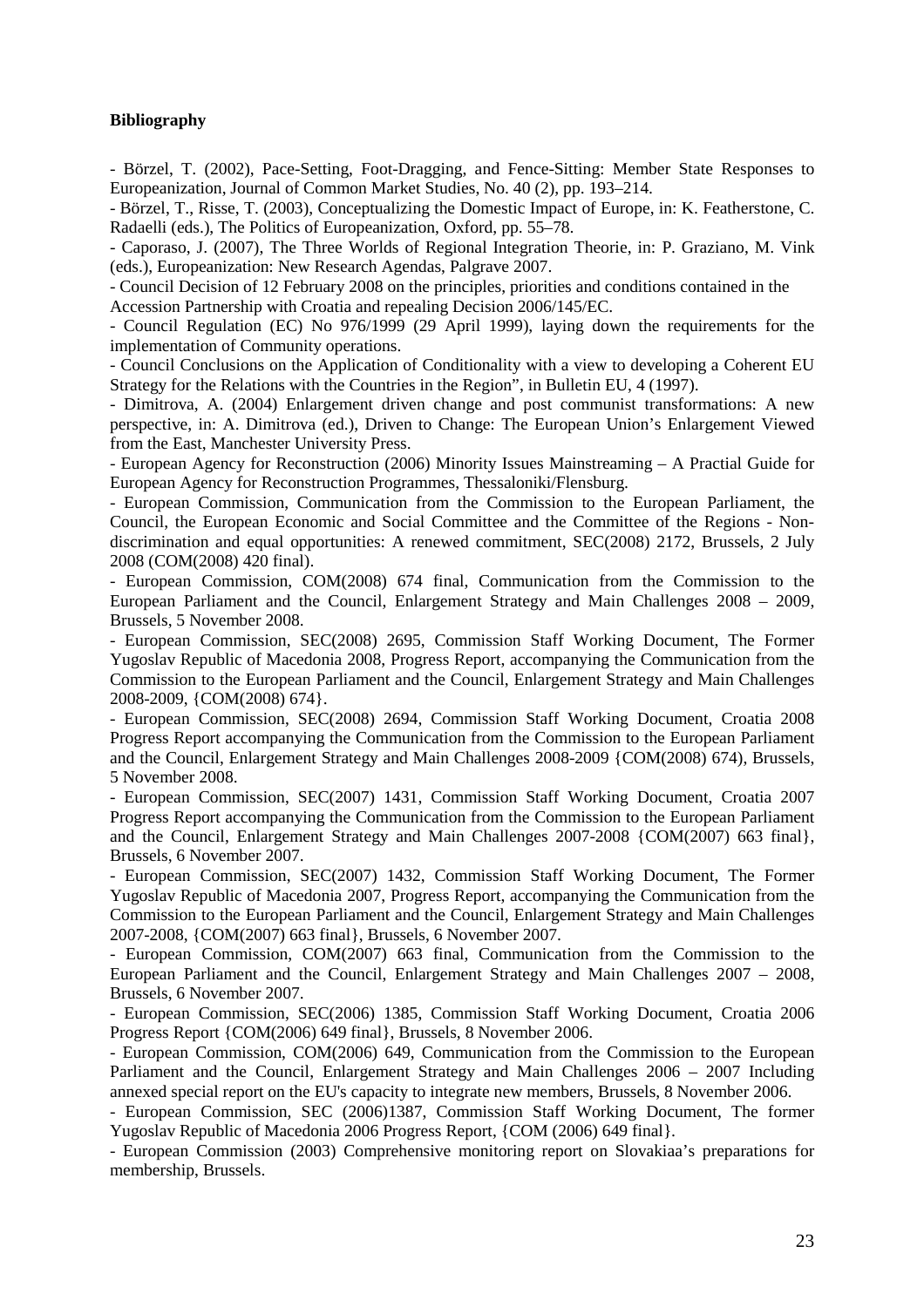**Bibliography**

- Börzel, T. (2002), Pace-Setting, Foot-Dragging, and Fence-Sitting: Member State Responses to Europeanization, Journal of Common Market Studies, No. 40 (2), pp. 193–214.

- Börzel, T., Risse, T. (2003), Conceptualizing the Domestic Impact of Europe, in: K. Featherstone, C. Radaelli (eds.), The Politics of Europeanization, Oxford, pp. 55–78.

- Caporaso, J. (2007), The Three Worlds of Regional Integration Theorie, in: P. Graziano, M. Vink (eds.), Europeanization: New Research Agendas, Palgrave 2007.

- Council Decision of 12 February 2008 on the principles, priorities and conditions contained in the Accession Partnership with Croatia and repealing Decision 2006/145/EC.

- Council Regulation (EC) No 976/1999 (29 April 1999), laying down the requirements for the implementation of Community operations.

- Council Conclusions on the Application of Conditionality with a view to developing a Coherent EU Strategy for the Relations with the Countries in the Region", in Bulletin EU, 4 (1997).

- Dimitrova, A. (2004) Enlargement driven change and post communist transformations: A new perspective, in: A. Dimitrova (ed.), Driven to Change: The European Union's Enlargement Viewed from the East, Manchester University Press.

- European Agency for Reconstruction (2006) Minority Issues Mainstreaming – A Practial Guide for European Agency for Reconstruction Programmes, Thessaloniki/Flensburg.

- European Commission, Communication from the Commission to the European Parliament, the Council, the European Economic and Social Committee and the Committee of the Regions - Non-discrimination and equal opportunities: A renewed commitment, SEC(2008) 2172, Brussels, 2 July 2008 (COM(2008) 420 final).

- European Commission, COM(2008) 674 final, Communication from the Commission to the European Parliament and the Council, Enlargement Strategy and Main Challenges 2008 – 2009, Brussels, 5 November 2008.

- European Commission, SEC(2008) 2695, Commission Staff Working Document, The Former Yugoslav Republic of Macedonia 2008, Progress Report, accompanying the Communication from the Commission to the European Parliament and the Council, Enlargement Strategy and Main Challenges 2008-2009, {COM(2008) 674}.

- European Commission, SEC(2008) 2694, Commission Staff Working Document, Croatia 2008 Progress Report accompanying the Communication from the Commission to the European Parliament and the Council, Enlargement Strategy and Main Challenges 2008-2009 {COM(2008) 674), Brussels, 5 November 2008.

- European Commission, SEC(2007) 1431, Commission Staff Working Document, Croatia 2007 Progress Report accompanying the Communication from the Commission to the European Parliament and the Council, Enlargement Strategy and Main Challenges 2007-2008 {COM(2007) 663 final}, Brussels, 6 November 2007.

- European Commission, SEC(2007) 1432, Commission Staff Working Document, The Former Yugoslav Republic of Macedonia 2007, Progress Report, accompanying the Communication from the Commission to the European Parliament and the Council, Enlargement Strategy and Main Challenges 2007-2008, {COM(2007) 663 final}, Brussels, 6 November 2007.

- European Commission, COM(2007) 663 final, Communication from the Commission to the European Parliament and the Council, Enlargement Strategy and Main Challenges 2007 – 2008, Brussels, 6 November 2007.

- European Commission, SEC(2006) 1385, Commission Staff Working Document, Croatia 2006 Progress Report {COM(2006) 649 final}, Brussels, 8 November 2006.

- European Commission, COM(2006) 649, Communication from the Commission to the European Parliament and the Council, Enlargement Strategy and Main Challenges 2006 – 2007 Including annexed special report on the EU's capacity to integrate new members, Brussels, 8 November 2006.

- European Commission, SEC (2006)1387, Commission Staff Working Document, The former Yugoslav Republic of Macedonia 2006 Progress Report, {COM (2006) 649 final}.

- European Commission (2003) Comprehensive monitoring report on Slovakiaa's preparations for membership, Brussels.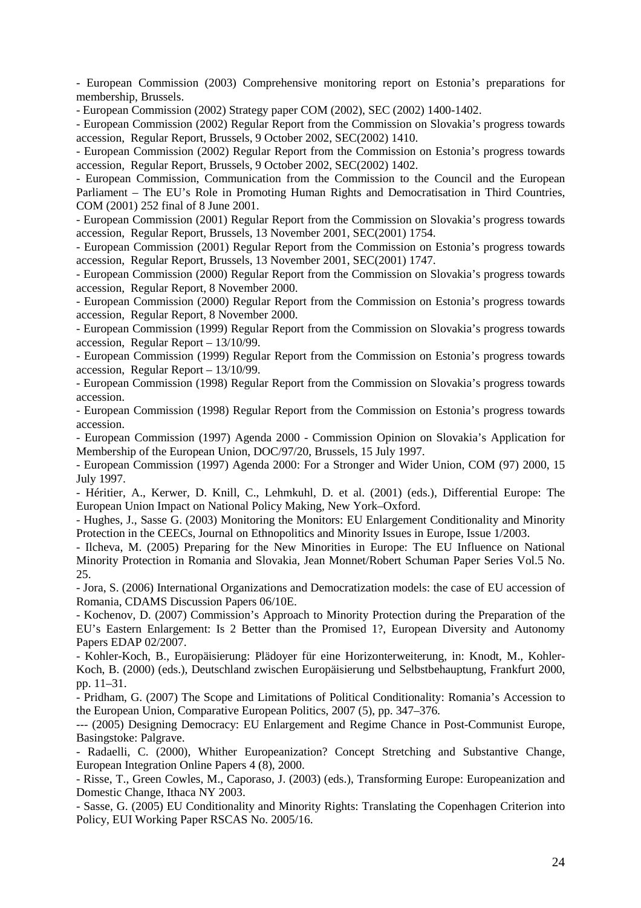- European Commission (2003) Comprehensive monitoring report on Estonia's preparations for membership, Brussels.

- European Commission (2002) Strategy paper COM (2002), SEC (2002) 1400-1402.

- European Commission (2002) Regular Report from the Commission on Slovakia's progress towards accession, Regular Report, Brussels, 9 October 2002, SEC(2002) 1410.

- European Commission (2002) Regular Report from the Commission on Estonia's progress towards accession, Regular Report, Brussels, 9 October 2002, SEC(2002) 1402.

- European Commission, Communication from the Commission to the Council and the European Parliament – The EU's Role in Promoting Human Rights and Democratisation in Third Countries, COM (2001) 252 final of 8 June 2001.

- European Commission (2001) Regular Report from the Commission on Slovakia's progress towards accession, Regular Report, Brussels, 13 November 2001, SEC(2001) 1754.

- European Commission (2001) Regular Report from the Commission on Estonia's progress towards accession, Regular Report, Brussels, 13 November 2001, SEC(2001) 1747.

- European Commission (2000) Regular Report from the Commission on Slovakia's progress towards accession, Regular Report, 8 November 2000.

- European Commission (2000) Regular Report from the Commission on Estonia's progress towards accession, Regular Report, 8 November 2000.

- European Commission (1999) Regular Report from the Commission on Slovakia's progress towards accession, Regular Report – 13/10/99.

- European Commission (1999) Regular Report from the Commission on Estonia's progress towards accession, Regular Report – 13/10/99.

- European Commission (1998) Regular Report from the Commission on Slovakia's progress towards accession.

- European Commission (1998) Regular Report from the Commission on Estonia's progress towards accession.

- European Commission (1997) Agenda 2000 - Commission Opinion on Slovakia's Application for Membership of the European Union, DOC/97/20, Brussels, 15 July 1997.

- European Commission (1997) Agenda 2000: For a Stronger and Wider Union, COM (97) 2000, 15 July 1997.

- Héritier, A., Kerwer, D. Knill, C., Lehmkuhl, D. et al. (2001) (eds.), Differential Europe: The European Union Impact on National Policy Making, New York–Oxford.

- Hughes, J., Sasse G. (2003) Monitoring the Monitors: EU Enlargement Conditionality and Minority Protection in the CEECs, Journal on Ethnopolitics and Minority Issues in Europe, Issue 1/2003.

- Ilcheva, M. (2005) Preparing for the New Minorities in Europe: The EU Influence on National Minority Protection in Romania and Slovakia, Jean Monnet/Robert Schuman Paper Series Vol.5 No. 25.

- Jora, S. (2006) International Organizations and Democratization models: the case of EU accession of Romania, CDAMS Discussion Papers 06/10E.

- Kochenov, D. (2007) Commission's Approach to Minority Protection during the Preparation of the EU's Eastern Enlargement: Is 2 Better than the Promised 1?, European Diversity and Autonomy Papers EDAP 02/2007.

- Kohler-Koch, B., Europäisierung: Plädoyer für eine Horizonterweiterung, in: Knodt, M., Kohler-Koch, B. (2000) (eds.), Deutschland zwischen Europäisierung und Selbstbehauptung, Frankfurt 2000, pp. 11–31.

- Pridham, G. (2007) The Scope and Limitations of Political Conditionality: Romania's Accession to the European Union, Comparative European Politics, 2007 (5), pp. 347–376.

--- (2005) Designing Democracy: EU Enlargement and Regime Chance in Post-Communist Europe, Basingstoke: Palgrave.

- Radaelli, C. (2000), Whither Europeanization? Concept Stretching and Substantive Change, European Integration Online Papers 4 (8), 2000.

- Risse, T., Green Cowles, M., Caporaso, J. (2003) (eds.), Transforming Europe: Europeanization and Domestic Change, Ithaca NY 2003.

- Sasse, G. (2005) EU Conditionality and Minority Rights: Translating the Copenhagen Criterion into Policy, EUI Working Paper RSCAS No. 2005/16.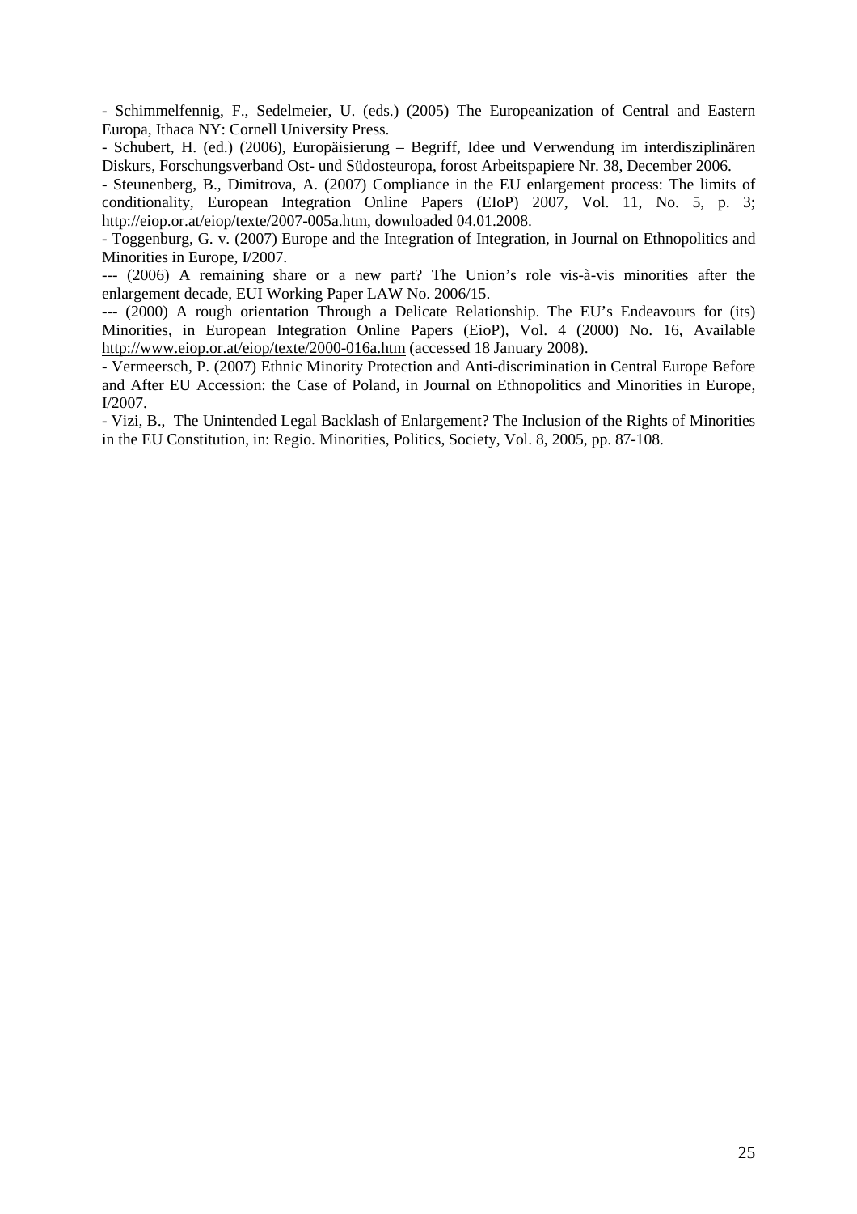- Schimmelfennig, F., Sedelmeier, U. (eds.) (2005) The Europeanization of Central and Eastern Europa, Ithaca NY: Cornell University Press.

- Schubert, H. (ed.) (2006), Europäisierung – Begriff, Idee und Verwendung im interdisziplinären Diskurs, Forschungsverband Ost- und Südosteuropa, forost Arbeitspapiere Nr. 38, December 2006.

- Steunenberg, B., Dimitrova, A. (2007) Compliance in the EU enlargement process: The limits of conditionality, European Integration Online Papers (EIoP) 2007, Vol. 11, No. 5, p. 3; http://eiop.or.at/eiop/texte/2007-005a.htm, downloaded 04.01.2008.

- Toggenburg, G. v. (2007) Europe and the Integration of Integration, in Journal on Ethnopolitics and Minorities in Europe, I/2007.

--- (2006) A remaining share or a new part? The Union's role vis-à-vis minorities after the enlargement decade, EUI Working Paper LAW No. 2006/15.

--- (2000) A rough orientation Through a Delicate Relationship. The EU's Endeavours for (its) Minorities, in European Integration Online Papers (EioP), Vol. 4 (2000) No. 16, Available http://www.eiop.or.at/eiop/texte/2000-016a.htm (accessed 18 January 2008).

- Vermeersch, P. (2007) Ethnic Minority Protection and Anti-discrimination in Central Europe Before and After EU Accession: the Case of Poland, in Journal on Ethnopolitics and Minorities in Europe, I/2007.

- Vizi, B., The Unintended Legal Backlash of Enlargement? The Inclusion of the Rights of Minorities in the EU Constitution, in: Regio. Minorities, Politics, Society, Vol. 8, 2005, pp. 87-108.